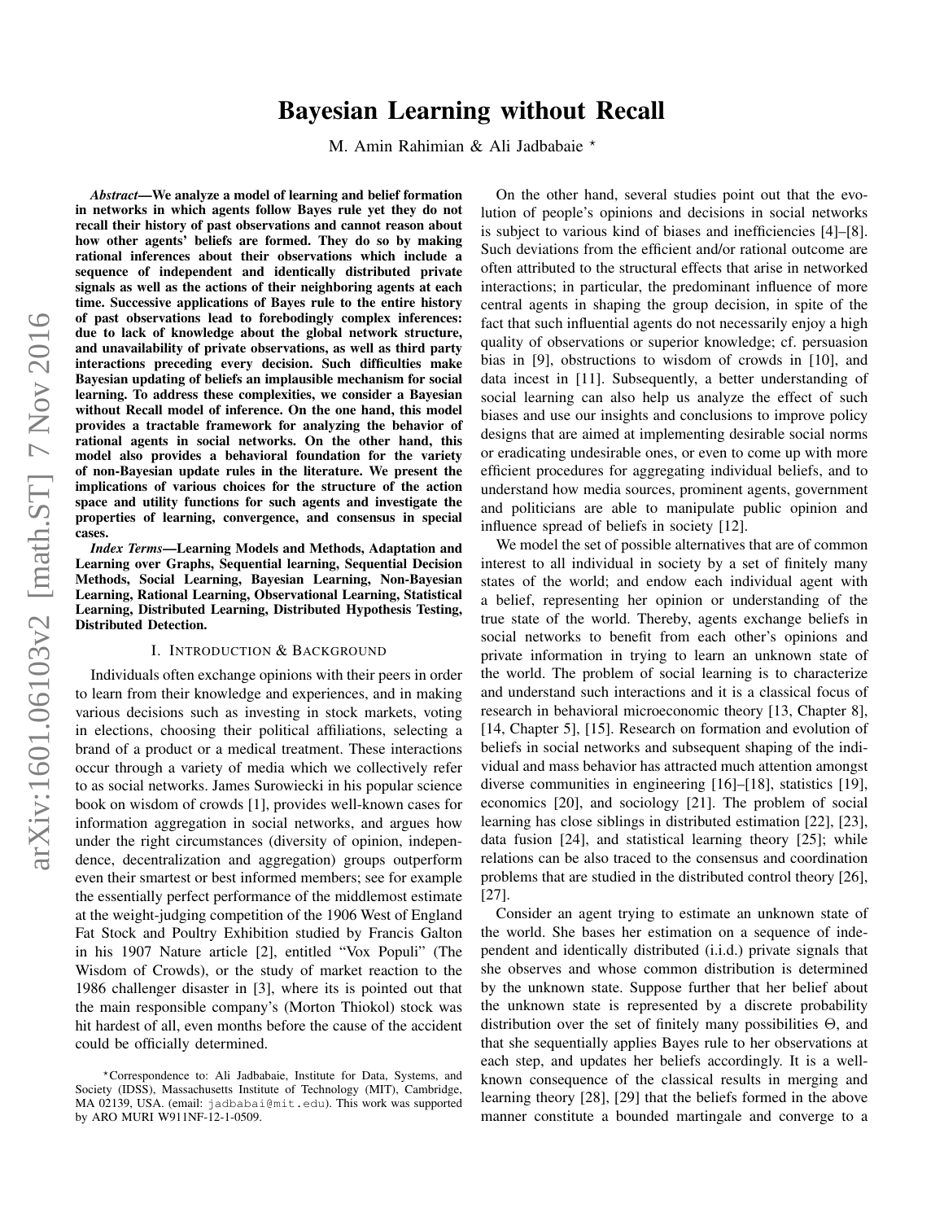# Bayesian Learning without Recall

M. Amin Rahimian & Ali Jadbabaie *

***Abstract*—We analyze a model of learning and belief formation in networks in which agents follow Bayes rule yet they do not recall their history of past observations and cannot reason about how other agents' beliefs are formed. They do so by making rational inferences about their observations which include a sequence of independent and identically distributed private signals as well as the actions of their neighboring agents at each time. Successive applications of Bayes rule to the entire history of past observations lead to forebodingly complex inferences: due to lack of knowledge about the global network structure, and unavailability of private observations, as well as third party interactions preceding every decision. Such difficulties make Bayesian updating of beliefs an implausible mechanism for social learning. To address these complexities, we consider a Bayesian without Recall model of inference. On the one hand, this model provides a tractable framework for analyzing the behavior of rational agents in social networks. On the other hand, this model also provides a behavioral foundation for the variety of non-Bayesian update rules in the literature. We present the implications of various choices for the structure of the action space and utility functions for such agents and investigate the properties of learning, convergence, and consensus in special cases.**

***Index Terms*—Learning Models and Methods, Adaptation and Learning over Graphs, Sequential learning, Sequential Decision Methods, Social Learning, Bayesian Learning, Non-Bayesian Learning, Rational Learning, Observational Learning, Statistical Learning, Distributed Learning, Distributed Hypothesis Testing, Distributed Detection.**

## I. Introduction & Background

Individuals often exchange opinions with their peers in order to learn from their knowledge and experiences, and in making various decisions such as investing in stock markets, voting in elections, choosing their political affiliations, selecting a brand of a product or a medical treatment. These interactions occur through a variety of media which we collectively refer to as social networks. James Surowiecki in his popular science book on wisdom of crowds [1], provides well-known cases for information aggregation in social networks, and argues how under the right circumstances (diversity of opinion, independence, decentralization and aggregation) groups outperform even their smartest or best informed members; see for example the essentially perfect performance of the middlemost estimate at the weight-judging competition of the 1906 West of England Fat Stock and Poultry Exhibition studied by Francis Galton in his 1907 Nature article [2], entitled "Vox Populi" (The Wisdom of Crowds), or the study of market reaction to the 1986 challenger disaster in [3], where its is pointed out that the main responsible company's (Morton Thiokol) stock was hit hardest of all, even months before the cause of the accident could be officially determined.

On the other hand, several studies point out that the evolution of people's opinions and decisions in social networks is subject to various kind of biases and inefficiencies [4]–[8]. Such deviations from the efficient and/or rational outcome are often attributed to the structural effects that arise in networked interactions; in particular, the predominant influence of more central agents in shaping the group decision, in spite of the fact that such influential agents do not necessarily enjoy a high quality of observations or superior knowledge; cf. persuasion bias in [9], obstructions to wisdom of crowds in [10], and data incest in [11]. Subsequently, a better understanding of social learning can also help us analyze the effect of such biases and use our insights and conclusions to improve policy designs that are aimed at implementing desirable social norms or eradicating undesirable ones, or even to come up with more efficient procedures for aggregating individual beliefs, and to understand how media sources, prominent agents, government and politicians are able to manipulate public opinion and influence spread of beliefs in society [12].

We model the set of possible alternatives that are of common interest to all individual in society by a set of finitely many states of the world; and endow each individual agent with a belief, representing her opinion or understanding of the true state of the world. Thereby, agents exchange beliefs in social networks to benefit from each other's opinions and private information in trying to learn an unknown state of the world. The problem of social learning is to characterize and understand such interactions and it is a classical focus of research in behavioral microeconomic theory [13, Chapter 8], [14, Chapter 5], [15]. Research on formation and evolution of beliefs in social networks and subsequent shaping of the individual and mass behavior has attracted much attention amongst diverse communities in engineering [16]–[18], statistics [19], economics [20], and sociology [21]. The problem of social learning has close siblings in distributed estimation [22], [23], data fusion [24], and statistical learning theory [25]; while relations can be also traced to the consensus and coordination problems that are studied in the distributed control theory [26], [27].

Consider an agent trying to estimate an unknown state of the world. She bases her estimation on a sequence of independent and identically distributed (i.i.d.) private signals that she observes and whose common distribution is determined by the unknown state. Suppose further that her belief about the unknown state is represented by a discrete probability distribution over the set of finitely many possibilities $\Theta$, and that she sequentially applies Bayes rule to her observations at each step, and updates her beliefs accordingly. It is a well-known consequence of the classical results in merging and learning theory [28], [29] that the beliefs formed in the above manner constitute a bounded martingale and converge to a

*Correspondence to: Ali Jadbabaie, Institute for Data, Systems, and Society (IDSS), Massachusetts Institute of Technology (MIT), Cambridge, MA 02139, USA. (email: jadbabai@mit.edu). This work was supported by ARO MURI W911NF-12-1-0509.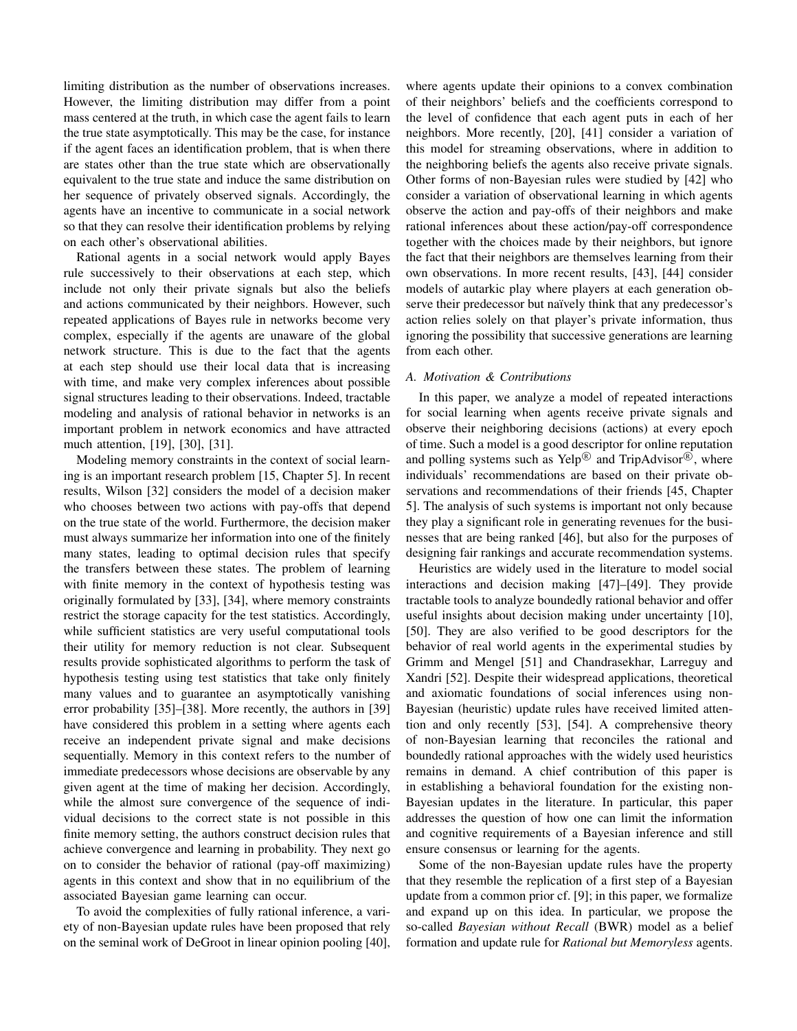limiting distribution as the number of observations increases. However, the limiting distribution may differ from a point mass centered at the truth, in which case the agent fails to learn the true state asymptotically. This may be the case, for instance if the agent faces an identification problem, that is when there are states other than the true state which are observationally equivalent to the true state and induce the same distribution on her sequence of privately observed signals. Accordingly, the agents have an incentive to communicate in a social network so that they can resolve their identification problems by relying on each other's observational abilities.

Rational agents in a social network would apply Bayes rule successively to their observations at each step, which include not only their private signals but also the beliefs and actions communicated by their neighbors. However, such repeated applications of Bayes rule in networks become very complex, especially if the agents are unaware of the global network structure. This is due to the fact that the agents at each step should use their local data that is increasing with time, and make very complex inferences about possible signal structures leading to their observations. Indeed, tractable modeling and analysis of rational behavior in networks is an important problem in network economics and have attracted much attention, [19], [30], [31].

Modeling memory constraints in the context of social learning is an important research problem [15, Chapter 5]. In recent results, Wilson [32] considers the model of a decision maker who chooses between two actions with pay-offs that depend on the true state of the world. Furthermore, the decision maker must always summarize her information into one of the finitely many states, leading to optimal decision rules that specify the transfers between these states. The problem of learning with finite memory in the context of hypothesis testing was originally formulated by [33], [34], where memory constraints restrict the storage capacity for the test statistics. Accordingly, while sufficient statistics are very useful computational tools their utility for memory reduction is not clear. Subsequent results provide sophisticated algorithms to perform the task of hypothesis testing using test statistics that take only finitely many values and to guarantee an asymptotically vanishing error probability [35]–[38]. More recently, the authors in [39] have considered this problem in a setting where agents each receive an independent private signal and make decisions sequentially. Memory in this context refers to the number of immediate predecessors whose decisions are observable by any given agent at the time of making her decision. Accordingly, while the almost sure convergence of the sequence of individual decisions to the correct state is not possible in this finite memory setting, the authors construct decision rules that achieve convergence and learning in probability. They next go on to consider the behavior of rational (pay-off maximizing) agents in this context and show that in no equilibrium of the associated Bayesian game learning can occur.

To avoid the complexities of fully rational inference, a variety of non-Bayesian update rules have been proposed that rely on the seminal work of DeGroot in linear opinion pooling [40], where agents update their opinions to a convex combination of their neighbors' beliefs and the coefficients correspond to the level of confidence that each agent puts in each of her neighbors. More recently, [20], [41] consider a variation of this model for streaming observations, where in addition to the neighboring beliefs the agents also receive private signals. Other forms of non-Bayesian rules were studied by [42] who consider a variation of observational learning in which agents observe the action and pay-offs of their neighbors and make rational inferences about these action/pay-off correspondence together with the choices made by their neighbors, but ignore the fact that their neighbors are themselves learning from their own observations. In more recent results, [43], [44] consider models of autarkic play where players at each generation observe their predecessor but naïvely think that any predecessor's action relies solely on that player's private information, thus ignoring the possibility that successive generations are learning from each other.

### A. Motivation & Contributions

In this paper, we analyze a model of repeated interactions for social learning when agents receive private signals and observe their neighboring decisions (actions) at every epoch of time. Such a model is a good descriptor for online reputation and polling systems such as Yelp® and TripAdvisor®, where individuals' recommendations are based on their private observations and recommendations of their friends [45, Chapter 5]. The analysis of such systems is important not only because they play a significant role in generating revenues for the businesses that are being ranked [46], but also for the purposes of designing fair rankings and accurate recommendation systems.

Heuristics are widely used in the literature to model social interactions and decision making [47]–[49]. They provide tractable tools to analyze boundedly rational behavior and offer useful insights about decision making under uncertainty [10], [50]. They are also verified to be good descriptors for the behavior of real world agents in the experimental studies by Grimm and Mengel [51] and Chandrasekhar, Larreguy and Xandri [52]. Despite their widespread applications, theoretical and axiomatic foundations of social inferences using non-Bayesian (heuristic) update rules have received limited attention and only recently [53], [54]. A comprehensive theory of non-Bayesian learning that reconciles the rational and boundedly rational approaches with the widely used heuristics remains in demand. A chief contribution of this paper is in establishing a behavioral foundation for the existing non-Bayesian updates in the literature. In particular, this paper addresses the question of how one can limit the information and cognitive requirements of a Bayesian inference and still ensure consensus or learning for the agents.

Some of the non-Bayesian update rules have the property that they resemble the replication of a first step of a Bayesian update from a common prior cf. [9]; in this paper, we formalize and expand up on this idea. In particular, we propose the so-called *Bayesian without Recall* (BWR) model as a belief formation and update rule for *Rational but Memoryless* agents.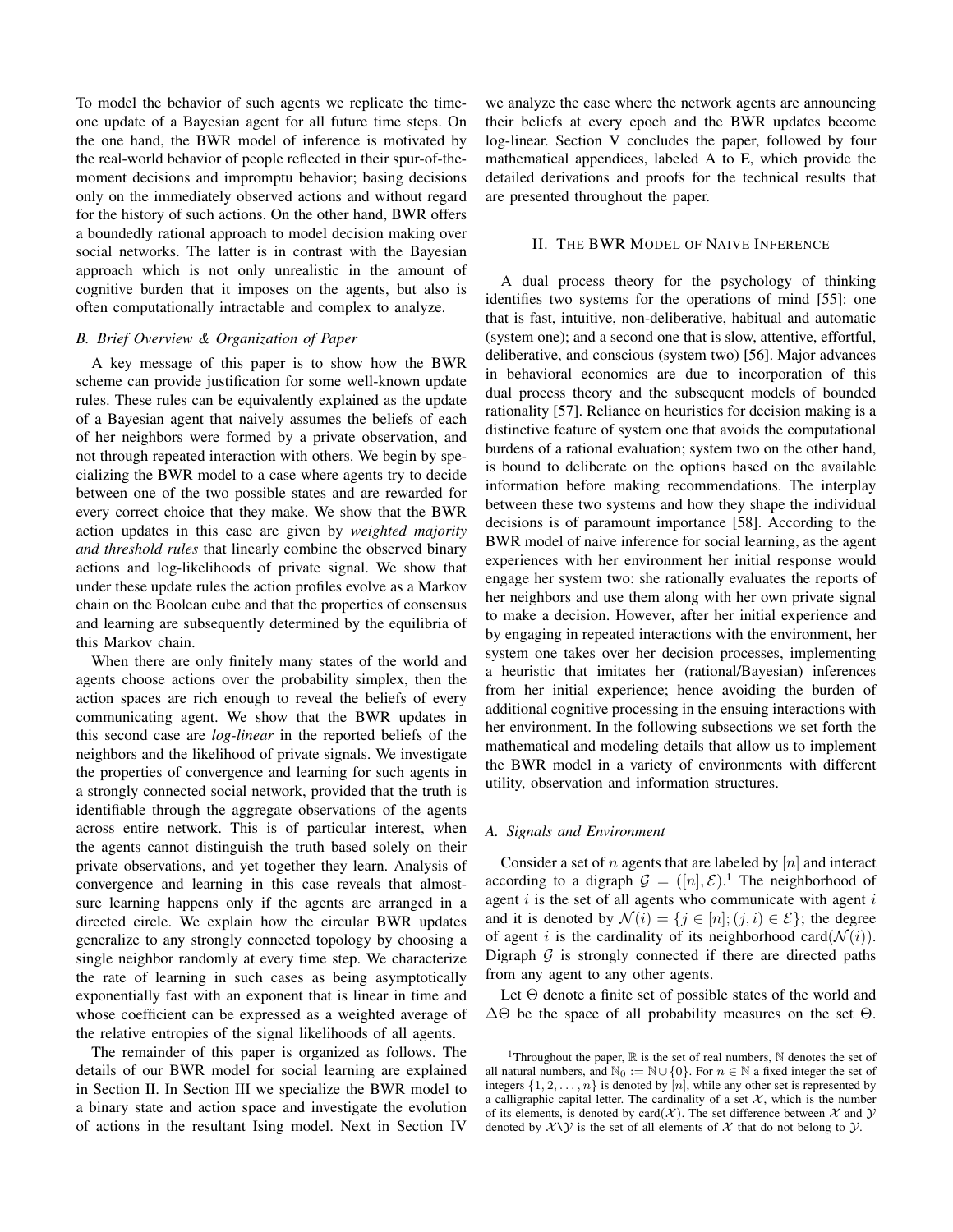To model the behavior of such agents we replicate the time-one update of a Bayesian agent for all future time steps. On the one hand, the BWR model of inference is motivated by the real-world behavior of people reflected in their spur-of-the-moment decisions and impromptu behavior; basing decisions only on the immediately observed actions and without regard for the history of such actions. On the other hand, BWR offers a boundedly rational approach to model decision making over social networks. The latter is in contrast with the Bayesian approach which is not only unrealistic in the amount of cognitive burden that it imposes on the agents, but also is often computationally intractable and complex to analyze.

### B. Brief Overview & Organization of Paper

A key message of this paper is to show how the BWR scheme can provide justification for some well-known update rules. These rules can be equivalently explained as the update of a Bayesian agent that naively assumes the beliefs of each of her neighbors were formed by a private observation, and not through repeated interaction with others. We begin by specializing the BWR model to a case where agents try to decide between one of the two possible states and are rewarded for every correct choice that they make. We show that the BWR action updates in this case are given by *weighted majority and threshold rules* that linearly combine the observed binary actions and log-likelihoods of private signal. We show that under these update rules the action profiles evolve as a Markov chain on the Boolean cube and that the properties of consensus and learning are subsequently determined by the equilibria of this Markov chain.

When there are only finitely many states of the world and agents choose actions over the probability simplex, then the action spaces are rich enough to reveal the beliefs of every communicating agent. We show that the BWR updates in this second case are *log-linear* in the reported beliefs of the neighbors and the likelihood of private signals. We investigate the properties of convergence and learning for such agents in a strongly connected social network, provided that the truth is identifiable through the aggregate observations of the agents across entire network. This is of particular interest, when the agents cannot distinguish the truth based solely on their private observations, and yet together they learn. Analysis of convergence and learning in this case reveals that almost-sure learning happens only if the agents are arranged in a directed circle. We explain how the circular BWR updates generalize to any strongly connected topology by choosing a single neighbor randomly at every time step. We characterize the rate of learning in such cases as being asymptotically exponentially fast with an exponent that is linear in time and whose coefficient can be expressed as a weighted average of the relative entropies of the signal likelihoods of all agents.

The remainder of this paper is organized as follows. The details of our BWR model for social learning are explained in Section II. In Section III we specialize the BWR model to a binary state and action space and investigate the evolution of actions in the resultant Ising model. Next in Section IV we analyze the case where the network agents are announcing their beliefs at every epoch and the BWR updates become log-linear. Section V concludes the paper, followed by four mathematical appendices, labeled A to E, which provide the detailed derivations and proofs for the technical results that are presented throughout the paper.

## II. The BWR Model of Naive Inference

A dual process theory for the psychology of thinking identifies two systems for the operations of mind [55]: one that is fast, intuitive, non-deliberative, habitual and automatic (system one); and a second one that is slow, attentive, effortful, deliberative, and conscious (system two) [56]. Major advances in behavioral economics are due to incorporation of this dual process theory and the subsequent models of bounded rationality [57]. Reliance on heuristics for decision making is a distinctive feature of system one that avoids the computational burdens of a rational evaluation; system two on the other hand, is bound to deliberate on the options based on the available information before making recommendations. The interplay between these two systems and how they shape the individual decisions is of paramount importance [58]. According to the BWR model of naive inference for social learning, as the agent experiences with her environment her initial response would engage her system two: she rationally evaluates the reports of her neighbors and use them along with her own private signal to make a decision. However, after her initial experience and by engaging in repeated interactions with the environment, her system one takes over her decision processes, implementing a heuristic that imitates her (rational/Bayesian) inferences from her initial experience; hence avoiding the burden of additional cognitive processing in the ensuing interactions with her environment. In the following subsections we set forth the mathematical and modeling details that allow us to implement the BWR model in a variety of environments with different utility, observation and information structures.

### A. Signals and Environment

Consider a set of $n$ agents that are labeled by $[n]$ and interact according to a digraph $\mathcal{G} = ([n], \mathcal{E})$.[1] The neighborhood of agent $i$ is the set of all agents who communicate with agent $i$ and it is denoted by $\mathcal{N}(i) = \{j \in [n]; (j,i) \in \mathcal{E}\}$; the degree of agent $i$ is the cardinality of its neighborhood $\text{card}(\mathcal{N}(i))$. Digraph $\mathcal{G}$ is strongly connected if there are directed paths from any agent to any other agents.

Let $\Theta$ denote a finite set of possible states of the world and $\Delta\Theta$ be the space of all probability measures on the set $\Theta$.

[1] Throughout the paper, $\mathbb{R}$ is the set of real numbers, $\mathbb{N}$ denotes the set of all natural numbers, and $\mathbb{N}_0 := \mathbb{N} \cup \{0\}$. For $n \in \mathbb{N}$ a fixed integer the set of integers $\{1, 2, \ldots, n\}$ is denoted by $[n]$, while any other set is represented by a calligraphic capital letter. The cardinality of a set $\mathcal{X}$, which is the number of its elements, is denoted by $\text{card}(\mathcal{X})$. The set difference between $\mathcal{X}$ and $\mathcal{Y}$ denoted by $\mathcal{X} \backslash \mathcal{Y}$ is the set of all elements of $\mathcal{X}$ that do not belong to $\mathcal{Y}$.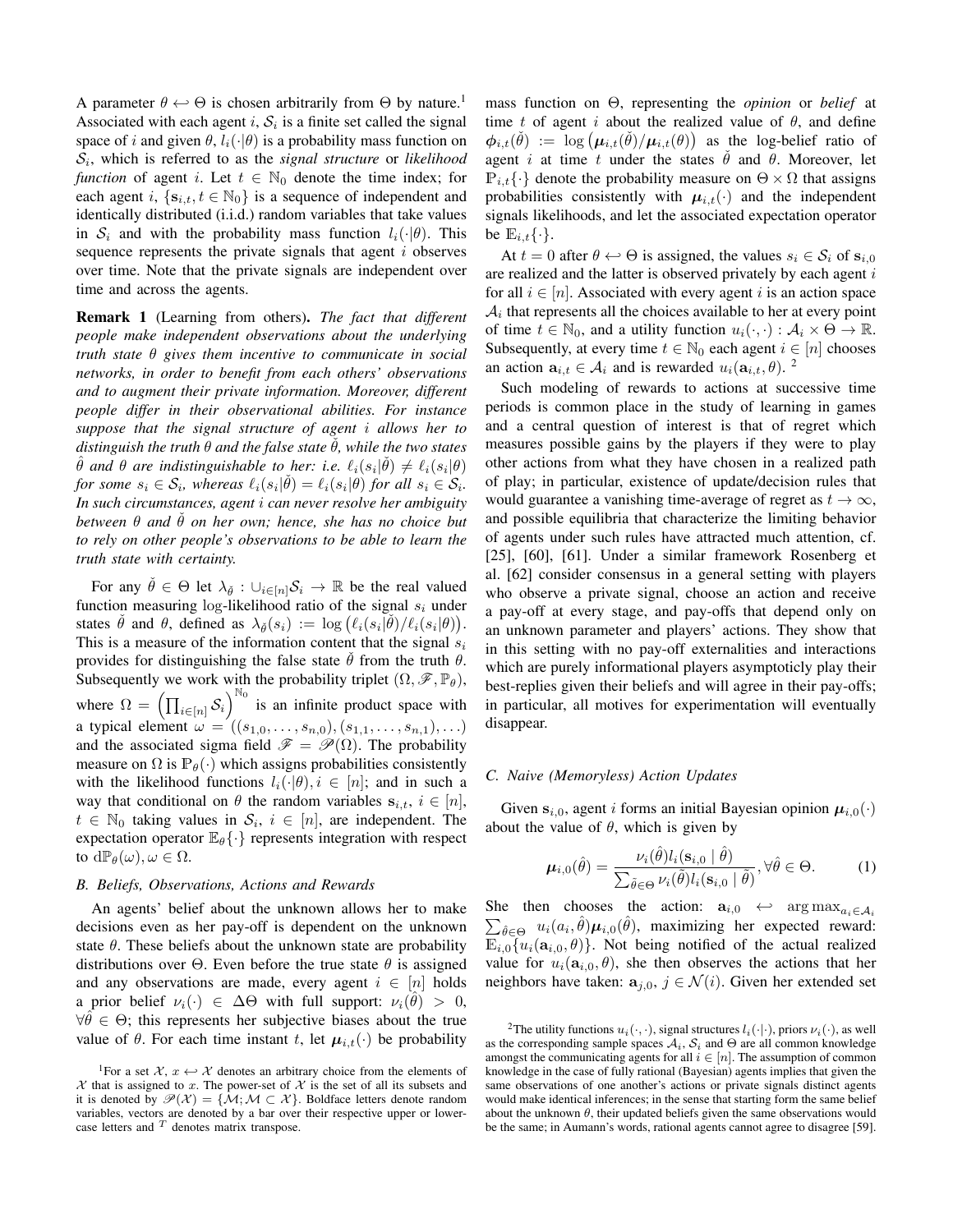A parameter $\theta \hookleftarrow \Theta$ is chosen arbitrarily from $\Theta$ by nature.[1] Associated with each agent $i$, $\mathcal{S}_i$ is a finite set called the signal space of $i$ and given $\theta$, $l_i(\cdot|\theta)$ is a probability mass function on $\mathcal{S}_i$, which is referred to as the *signal structure* or *likelihood function* of agent $i$. Let $t \in \mathbb{N}_0$ denote the time index; for each agent $i$, $\{\mathbf{s}_{i,t}, t \in \mathbb{N}_0\}$ is a sequence of independent and identically distributed (i.i.d.) random variables that take values in $\mathcal{S}_i$ and with the probability mass function $l_i(\cdot|\theta)$. This sequence represents the private signals that agent $i$ observes over time. Note that the private signals are independent over time and across the agents.

**Remark 1** (Learning from others). *The fact that different people make independent observations about the underlying truth state $\theta$ gives them incentive to communicate in social networks, in order to benefit from each others' observations and to augment their private information. Moreover, different people differ in their observational abilities. For instance suppose that the signal structure of agent $i$ allows her to distinguish the truth $\theta$ and the false state $\check{\theta}$, while the two states $\hat{\theta}$ and $\theta$ are indistinguishable to her: i.e. $\ell_i(s_i|\check{\theta}) \neq \ell_i(s_i|\theta)$ for some $s_i \in \mathcal{S}_i$, whereas $\ell_i(s_i|\check{\theta}) = \ell_i(s_i|\theta)$ for all $s_i \in \mathcal{S}_i$. In such circumstances, agent $i$ can never resolve her ambiguity between $\theta$ and $\check{\theta}$ on her own; hence, she has no choice but to rely on other people's observations to be able to learn the truth state with certainty.*

For any $\check{\theta} \in \Theta$ let $\lambda_{\check{\theta}} : \cup_{i\in[n]}\mathcal{S}_i \to \mathbb{R}$ be the real valued function measuring $\log$-likelihood ratio of the signal $s_i$ under states $\check{\theta}$ and $\theta$, defined as $\lambda_{\check{\theta}}(s_i) := \log\left(\ell_i(s_i|\check{\theta})/\ell_i(s_i|\theta)\right)$. This is a measure of the information content that the signal $s_i$ provides for distinguishing the false state $\check{\theta}$ from the truth $\theta$. Subsequently we work with the probability triplet $(\Omega, \mathscr{F}, \mathbb{P}_\theta)$, where $\Omega = \left(\prod_{i\in[n]}\mathcal{S}_i\right)^{\mathbb{N}_0}$ is an infinite product space with a typical element $\omega = ((s_{1,0}, \ldots, s_{n,0}), (s_{1,1}, \ldots, s_{n,1}), \ldots)$ and the associated sigma field $\mathscr{F} = \mathscr{P}(\Omega)$. The probability measure on $\Omega$ is $\mathbb{P}_\theta(\cdot)$ which assigns probabilities consistently with the likelihood functions $l_i(\cdot|\theta), i \in [n]$; and in such a way that conditional on $\theta$ the random variables $\mathbf{s}_{i,t}$, $i \in [n]$, $t \in \mathbb{N}_0$ taking values in $\mathcal{S}_i$, $i \in [n]$, are independent. The expectation operator $\mathbb{E}_\theta\{\cdot\}$ represents integration with respect to $d\mathbb{P}_\theta(\omega), \omega \in \Omega$.

### B. Beliefs, Observations, Actions and Rewards

An agents' belief about the unknown allows her to make decisions even as her pay-off is dependent on the unknown state $\theta$. These beliefs about the unknown state are probability distributions over $\Theta$. Even before the true state $\theta$ is assigned and any observations are made, every agent $i \in [n]$ holds a prior belief $\nu_i(\cdot) \in \Delta\Theta$ with full support: $\nu_i(\hat{\theta}) > 0$, $\forall \hat{\theta} \in \Theta$; this represents her subjective biases about the true value of $\theta$. For each time instant $t$, let $\boldsymbol{\mu}_{i,t}(\cdot)$ be probability mass function on $\Theta$, representing the *opinion* or *belief* at time $t$ of agent $i$ about the realized value of $\theta$, and define $\boldsymbol{\phi}_{i,t}(\check{\theta}) := \log\left(\boldsymbol{\mu}_{i,t}(\check{\theta})/\boldsymbol{\mu}_{i,t}(\theta)\right)$ as the log-belief ratio of agent $i$ at time $t$ under the states $\check{\theta}$ and $\theta$. Moreover, let $\mathbb{P}_{i,t}\{\cdot\}$ denote the probability measure on $\Theta \times \Omega$ that assigns probabilities consistently with $\boldsymbol{\mu}_{i,t}(\cdot)$ and the independent signals likelihoods, and let the associated expectation operator be $\mathbb{E}_{i,t}\{\cdot\}$.

At $t = 0$ after $\theta \hookleftarrow \Theta$ is assigned, the values $s_i \in \mathcal{S}_i$ of $\mathbf{s}_{i,0}$ are realized and the latter is observed privately by each agent $i$ for all $i \in [n]$. Associated with every agent $i$ is an action space $\mathcal{A}_i$ that represents all the choices available to her at every point of time $t \in \mathbb{N}_0$, and a utility function $u_i(\cdot,\cdot) : \mathcal{A}_i \times \Theta \to \mathbb{R}$. Subsequently, at every time $t \in \mathbb{N}_0$ each agent $i \in [n]$ chooses an action $\mathbf{a}_{i,t} \in \mathcal{A}_i$ and is rewarded $u_i(\mathbf{a}_{i,t}, \theta)$. [2]

Such modeling of rewards to actions at successive time periods is common place in the study of learning in games and a central question of interest is that of regret which measures possible gains by the players if they were to play other actions from what they have chosen in a realized path of play; in particular, existence of update/decision rules that would guarantee a vanishing time-average of regret as $t \to \infty$, and possible equilibria that characterize the limiting behavior of agents under such rules have attracted much attention, cf. [25], [60], [61]. Under a similar framework Rosenberg et al. [62] consider consensus in a general setting with players who observe a private signal, choose an action and receive a pay-off at every stage, and pay-offs that depend only on an unknown parameter and players' actions. They show that in this setting with no pay-off externalities and interactions which are purely informational players asymptoticly play their best-replies given their beliefs and will agree in their pay-offs; in particular, all motives for experimentation will eventually disappear.

### C. Naive (Memoryless) Action Updates

Given $\mathbf{s}_{i,0}$, agent $i$ forms an initial Bayesian opinion $\boldsymbol{\mu}_{i,0}(\cdot)$ about the value of $\theta$, which is given by

$$\boldsymbol{\mu}_{i,0}(\hat{\theta}) = \frac{\nu_i(\hat{\theta}) l_i(\mathbf{s}_{i,0} \mid \hat{\theta})}{\sum_{\tilde{\theta}\in\Theta} \nu_i(\tilde{\theta}) l_i(\mathbf{s}_{i,0} \mid \tilde{\theta})}, \forall \hat{\theta} \in \Theta. \tag{1}$$

She then chooses the action: $\mathbf{a}_{i,0} \hookleftarrow \arg\max_{a_i\in\mathcal{A}_i} \sum_{\hat{\theta}\in\Theta} u_i(a_i,\hat{\theta})\boldsymbol{\mu}_{i,0}(\hat{\theta})$, maximizing her expected reward: $\mathbb{E}_{i,0}\{u_i(\mathbf{a}_{i,0}, \theta)\}$. Not being notified of the actual realized value for $u_i(\mathbf{a}_{i,0}, \theta)$, she then observes the actions that her neighbors have taken: $\mathbf{a}_{j,0}$, $j \in \mathcal{N}(i)$. Given her extended set

---

[1] For a set $\mathcal{X}$, $x \hookleftarrow \mathcal{X}$ denotes an arbitrary choice from the elements of $\mathcal{X}$ that is assigned to $x$. The power-set of $\mathcal{X}$ is the set of all its subsets and it is denoted by $\mathscr{P}(\mathcal{X}) = \{\mathcal{M}; \mathcal{M} \subset \mathcal{X}\}$. Boldface letters denote random variables, vectors are denoted by a bar over their respective upper or lower-case letters and $^T$ denotes matrix transpose.

[2] The utility functions $u_i(\cdot,\cdot)$, signal structures $l_i(\cdot|\cdot)$, priors $\nu_i(\cdot)$, as well as the corresponding sample spaces $\mathcal{A}_i$, $\mathcal{S}_i$ and $\Theta$ are all common knowledge amongst the communicating agents for all $i \in [n]$. The assumption of common knowledge in the case of fully rational (Bayesian) agents implies that given the same observations of one another's actions or private signals distinct agents would make identical inferences; in the sense that starting form the same belief about the unknown $\theta$, their updated beliefs given the same observations would be the same; in Aumann's words, rational agents cannot agree to disagree [59].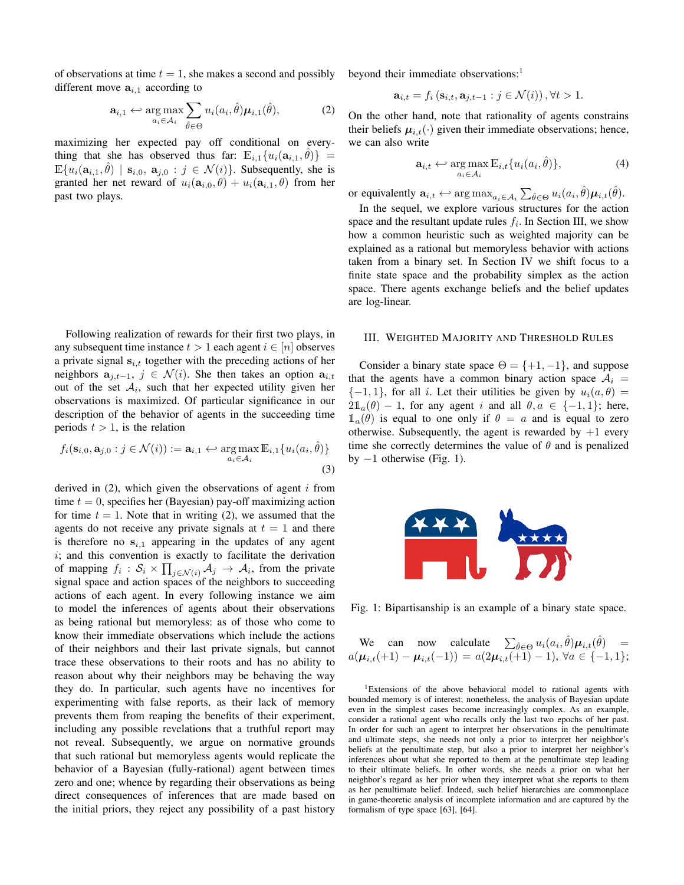of observations at time $t = 1$, she makes a second and possibly different move $\mathbf{a}_{i,1}$ according to

$$\mathbf{a}_{i,1} \hookleftarrow \arg\max_{a_i \in \mathcal{A}_i} \sum_{\hat{\theta} \in \Theta} u_i(a_i, \hat{\theta}) \boldsymbol{\mu}_{i,1}(\hat{\theta}), \tag{2}$$

maximizing her expected pay off conditional on everything that she has observed thus far: $\mathbb{E}_{i,1}\{u_i(\mathbf{a}_{i,1}, \hat{\theta})\} = \mathbb{E}\{u_i(\mathbf{a}_{i,1}, \hat{\theta}) \mid \mathbf{s}_{i,0}, \mathbf{a}_{j,0} : j \in \mathcal{N}(i)\}$. Subsequently, she is granted her net reward of $u_i(\mathbf{a}_{i,0}, \theta) + u_i(\mathbf{a}_{i,1}, \theta)$ from her past two plays.

Following realization of rewards for their first two plays, in any subsequent time instance $t > 1$ each agent $i \in [n]$ observes a private signal $\mathbf{s}_{i,t}$ together with the preceding actions of her neighbors $\mathbf{a}_{j,t-1}$, $j \in \mathcal{N}(i)$. She then takes an option $\mathbf{a}_{i,t}$ out of the set $\mathcal{A}_i$, such that her expected utility given her observations is maximized. Of particular significance in our description of the behavior of agents in the succeeding time periods $t > 1$, is the relation

$$f_i(\mathbf{s}_{i,0}, \mathbf{a}_{j,0} : j \in \mathcal{N}(i)) := \mathbf{a}_{i,1} \hookleftarrow \arg\max_{a_i \in \mathcal{A}_i} \mathbb{E}_{i,1}\{u_i(a_i, \hat{\theta})\} \tag{3}$$

derived in (2), which given the observations of agent $i$ from time $t = 0$, specifies her (Bayesian) pay-off maximizing action for time $t = 1$. Note that in writing (2), we assumed that the agents do not receive any private signals at $t = 1$ and there is therefore no $\mathbf{s}_{i,1}$ appearing in the updates of any agent $i$; and this convention is exactly to facilitate the derivation of mapping $f_i : \mathcal{S}_i \times \prod_{j \in \mathcal{N}(i)} \mathcal{A}_j \to \mathcal{A}_i$, from the private signal space and action spaces of the neighbors to succeeding actions of each agent. In every following instance we aim to model the inferences of agents about their observations as being rational but memoryless: as of those who come to know their immediate observations which include the actions of their neighbors and their last private signals, but cannot trace these observations to their roots and has no ability to reason about why their neighbors may be behaving the way they do. In particular, such agents have no incentives for experimenting with false reports, as their lack of memory prevents them from reaping the benefits of their experiment, including any possible revelations that a truthful report may not reveal. Subsequently, we argue on normative grounds that such rational but memoryless agents would replicate the behavior of a Bayesian (fully-rational) agent between times zero and one; whence by regarding their observations as being direct consequences of inferences that are made based on the initial priors, they reject any possibility of a past history beyond their immediate observations:[1]

$$\mathbf{a}_{i,t} = f_i\left(\mathbf{s}_{i,t}, \mathbf{a}_{j,t-1} : j \in \mathcal{N}(i)\right), \forall t > 1.$$

On the other hand, note that rationality of agents constrains their beliefs $\boldsymbol{\mu}_{i,t}(\cdot)$ given their immediate observations; hence, we can also write

$$\mathbf{a}_{i,t} \hookleftarrow \arg\max_{a_i \in \mathcal{A}_i} \mathbb{E}_{i,t}\{u_i(a_i, \hat{\theta})\}, \tag{4}$$

or equivalently $\mathbf{a}_{i,t} \hookleftarrow \arg\max_{a_i \in \mathcal{A}_i} \sum_{\hat{\theta} \in \Theta} u_i(a_i, \hat{\theta}) \boldsymbol{\mu}_{i,t}(\hat{\theta})$.

In the sequel, we explore various structures for the action space and the resultant update rules $f_i$. In Section III, we show how a common heuristic such as weighted majority can be explained as a rational but memoryless behavior with actions taken from a binary set. In Section IV we shift focus to a finite state space and the probability simplex as the action space. There agents exchange beliefs and the belief updates are log-linear.

## III. Weighted Majority and Threshold Rules

Consider a binary state space $\Theta = \{+1, -1\}$, and suppose that the agents have a common binary action space $\mathcal{A}_i = \{-1, 1\}$, for all $i$. Let their utilities be given by $u_i(a, \theta) = 2\mathbb{1}_a(\theta) - 1$, for any agent $i$ and all $\theta, a \in \{-1, 1\}$; here, $\mathbb{1}_a(\theta)$ is equal to one only if $\theta = a$ and is equal to zero otherwise. Subsequently, the agent is rewarded by $+1$ every time she correctly determines the value of $\theta$ and is penalized by $-1$ otherwise (Fig. 1).

Fig. 1: Bipartisanship is an example of a binary state space.

We can now calculate $\sum_{\hat{\theta} \in \Theta} u_i(a_i, \hat{\theta}) \boldsymbol{\mu}_{i,t}(\hat{\theta}) = a(\boldsymbol{\mu}_{i,t}(+1) - \boldsymbol{\mu}_{i,t}(-1)) = a(2\boldsymbol{\mu}_{i,t}(+1) - 1)$, $\forall a \in \{-1, 1\}$;

[1] Extensions of the above behavioral model to rational agents with bounded memory is of interest; nonetheless, the analysis of Bayesian update even in the simplest cases become increasingly complex. As an example, consider a rational agent who recalls only the last two epochs of her past. In order for such an agent to interpret her observations in the penultimate and ultimate steps, she needs not only a prior to interpret her neighbor's beliefs at the penultimate step, but also a prior to interpret her neighbor's inferences about what she reported to them at the penultimate step leading to their ultimate beliefs. In other words, she needs a prior on what her neighbor's regard as her prior when they interpret what she reports to them as her penultimate belief. Indeed, such belief hierarchies are commonplace in game-theoretic analysis of incomplete information and are captured by the formalism of type space [63], [64].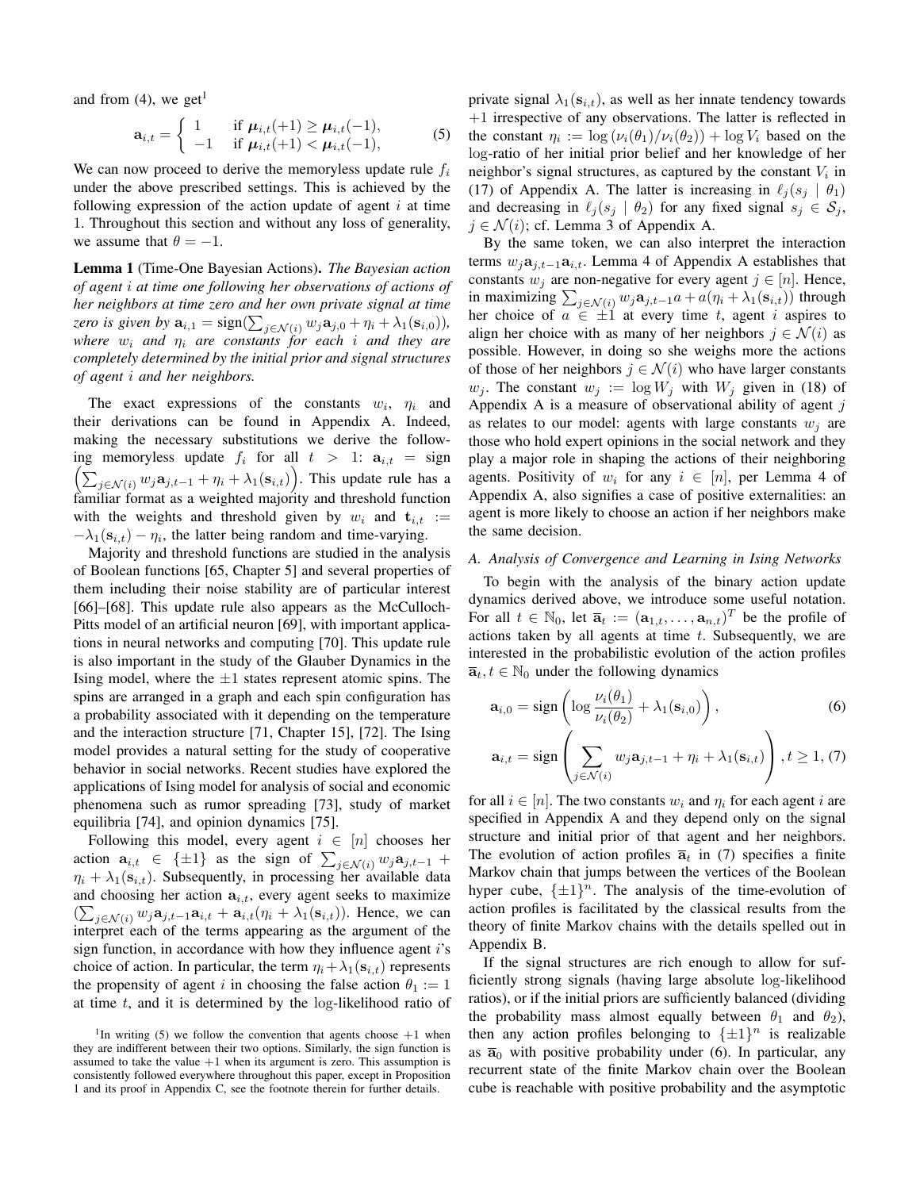and from (4), we get[1]

$$\mathbf{a}_{i,t} = \begin{cases} 1 & \text{if } \boldsymbol{\mu}_{i,t}(+1) \geq \boldsymbol{\mu}_{i,t}(-1), \\ -1 & \text{if } \boldsymbol{\mu}_{i,t}(+1) < \boldsymbol{\mu}_{i,t}(-1), \end{cases} \tag{5}$$

We can now proceed to derive the memoryless update rule $f_i$ under the above prescribed settings. This is achieved by the following expression of the action update of agent $i$ at time 1. Throughout this section and without any loss of generality, we assume that $\theta = -1$.

**Lemma 1** (Time-One Bayesian Actions). *The Bayesian action of agent $i$ at time one following her observations of actions of her neighbors at time zero and her own private signal at time zero is given by $\mathbf{a}_{i,1} = \text{sign}(\sum_{j \in \mathcal{N}(i)} w_j \mathbf{a}_{j,0} + \eta_i + \lambda_1(\mathbf{s}_{i,0}))$, where $w_i$ and $\eta_i$ are constants for each $i$ and they are completely determined by the initial prior and signal structures of agent $i$ and her neighbors.*

The exact expressions of the constants $w_i$, $\eta_i$ and their derivations can be found in Appendix A. Indeed, making the necessary substitutions we derive the following memoryless update $f_i$ for all $t > 1$: $\mathbf{a}_{i,t} = \text{sign}\left(\sum_{j \in \mathcal{N}(i)} w_j \mathbf{a}_{j,t-1} + \eta_i + \lambda_1(\mathbf{s}_{i,t})\right)$. This update rule has a familiar format as a weighted majority and threshold function with the weights and threshold given by $w_i$ and $\mathbf{t}_{i,t} := -\lambda_1(\mathbf{s}_{i,t}) - \eta_i$, the latter being random and time-varying.

Majority and threshold functions are studied in the analysis of Boolean functions [65, Chapter 5] and several properties of them including their noise stability are of particular interest [66]–[68]. This update rule also appears as the McCulloch-Pitts model of an artificial neuron [69], with important applications in neural networks and computing [70]. This update rule is also important in the study of the Glauber Dynamics in the Ising model, where the $\pm 1$ states represent atomic spins. The spins are arranged in a graph and each spin configuration has a probability associated with it depending on the temperature and the interaction structure [71, Chapter 15], [72]. The Ising model provides a natural setting for the study of cooperative behavior in social networks. Recent studies have explored the applications of Ising model for analysis of social and economic phenomena such as rumor spreading [73], study of market equilibria [74], and opinion dynamics [75].

Following this model, every agent $i \in [n]$ chooses her action $\mathbf{a}_{i,t} \in \{\pm 1\}$ as the sign of $\sum_{j \in \mathcal{N}(i)} w_j \mathbf{a}_{j,t-1} + \eta_i + \lambda_1(\mathbf{s}_{i,t})$. Subsequently, in processing her available data and choosing her action $\mathbf{a}_{i,t}$, every agent seeks to maximize $(\sum_{j \in \mathcal{N}(i)} w_j \mathbf{a}_{j,t-1} \mathbf{a}_{i,t} + \mathbf{a}_{i,t}(\eta_i + \lambda_1(\mathbf{s}_{i,t}))$. Hence, we can interpret each of the terms appearing as the argument of the sign function, in accordance with how they influence agent $i$'s choice of action. In particular, the term $\eta_i + \lambda_1(\mathbf{s}_{i,t})$ represents the propensity of agent $i$ in choosing the false action $\theta_1 := 1$ at time $t$, and it is determined by the log-likelihood ratio of private signal $\lambda_1(\mathbf{s}_{i,t})$, as well as her innate tendency towards $+1$ irrespective of any observations. The latter is reflected in the constant $\eta_i := \log(\nu_i(\theta_1)/\nu_i(\theta_2)) + \log V_i$ based on the log-ratio of her initial prior belief and her knowledge of her neighbor's signal structures, as captured by the constant $V_i$ in (17) of Appendix A. The latter is increasing in $\ell_j(s_j \mid \theta_1)$ and decreasing in $\ell_j(s_j \mid \theta_2)$ for any fixed signal $s_j \in \mathcal{S}_j$, $j \in \mathcal{N}(i)$; cf. Lemma 3 of Appendix A.

By the same token, we can also interpret the interaction terms $w_j \mathbf{a}_{j,t-1} \mathbf{a}_{i,t}$. Lemma 4 of Appendix A establishes that constants $w_j$ are non-negative for every agent $j \in [n]$. Hence, in maximizing $\sum_{j \in \mathcal{N}(i)} w_j \mathbf{a}_{j,t-1} a + a(\eta_i + \lambda_1(\mathbf{s}_{i,t}))$ through her choice of $a \in \pm 1$ at every time $t$, agent $i$ aspires to align her choice with as many of her neighbors $j \in \mathcal{N}(i)$ as possible. However, in doing so she weighs more the actions of those of her neighbors $j \in \mathcal{N}(i)$ who have larger constants $w_j$. The constant $w_j := \log W_j$ with $W_j$ given in (18) of Appendix A is a measure of observational ability of agent $j$ as relates to our model: agents with large constants $w_j$ are those who hold expert opinions in the social network and they play a major role in shaping the actions of their neighboring agents. Positivity of $w_i$ for any $i \in [n]$, per Lemma 4 of Appendix A, also signifies a case of positive externalities: an agent is more likely to choose an action if her neighbors make the same decision.

### A. Analysis of Convergence and Learning in Ising Networks

To begin with the analysis of the binary action update dynamics derived above, we introduce some useful notation. For all $t \in \mathbb{N}_0$, let $\overline{\mathbf{a}}_t := (\mathbf{a}_{1,t}, \ldots, \mathbf{a}_{n,t})^T$ be the profile of actions taken by all agents at time $t$. Subsequently, we are interested in the probabilistic evolution of the action profiles $\overline{\mathbf{a}}_t, t \in \mathbb{N}_0$ under the following dynamics

$$\mathbf{a}_{i,0} = \text{sign}\left(\log \frac{\nu_i(\theta_1)}{\nu_i(\theta_2)} + \lambda_1(\mathbf{s}_{i,0})\right), \tag{6}$$

$$\mathbf{a}_{i,t} = \text{sign}\left(\sum_{j \in \mathcal{N}(i)} w_j \mathbf{a}_{j,t-1} + \eta_i + \lambda_1(\mathbf{s}_{i,t})\right), t \geq 1, \tag{7}$$

for all $i \in [n]$. The two constants $w_i$ and $\eta_i$ for each agent $i$ are specified in Appendix A and they depend only on the signal structure and initial prior of that agent and her neighbors. The evolution of action profiles $\overline{\mathbf{a}}_t$ in (7) specifies a finite Markov chain that jumps between the vertices of the Boolean hyper cube, $\{\pm 1\}^n$. The analysis of the time-evolution of action profiles is facilitated by the classical results from the theory of finite Markov chains with the details spelled out in Appendix B.

If the signal structures are rich enough to allow for sufficiently strong signals (having large absolute log-likelihood ratios), or if the initial priors are sufficiently balanced (dividing the probability mass almost equally between $\theta_1$ and $\theta_2$), then any action profiles belonging to $\{\pm 1\}^n$ is realizable as $\overline{\mathbf{a}}_0$ with positive probability under (6). In particular, any recurrent state of the finite Markov chain over the Boolean cube is reachable with positive probability and the asymptotic

[1] In writing (5) we follow the convention that agents choose $+1$ when they are indifferent between their two options. Similarly, the sign function is assumed to take the value $+1$ when its argument is zero. This assumption is consistently followed everywhere throughout this paper, except in Proposition 1 and its proof in Appendix C, see the footnote therein for further details.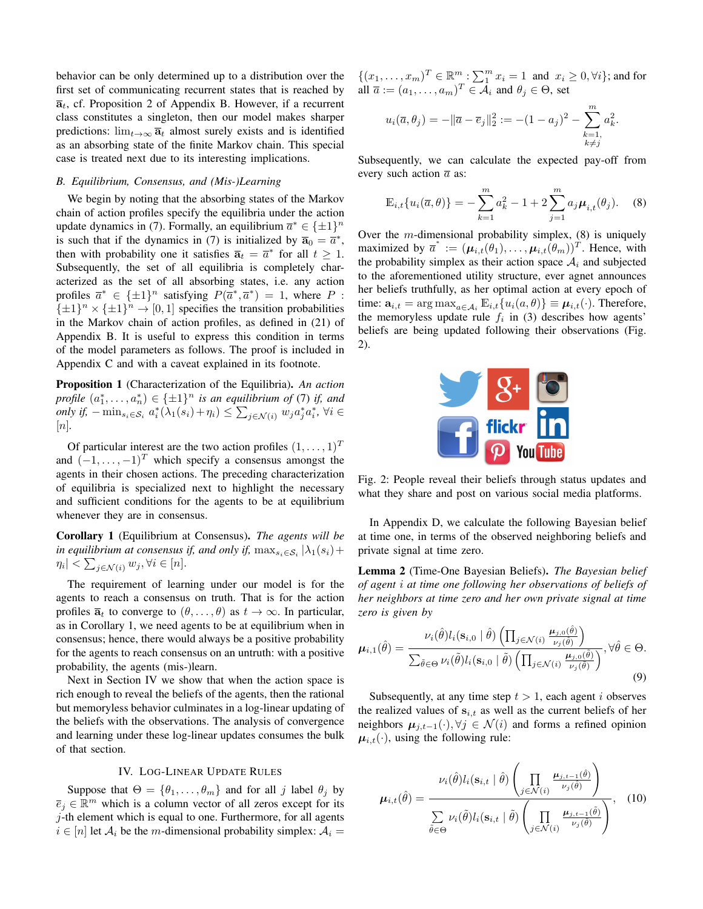behavior can be only determined up to a distribution over the first set of communicating recurrent states that is reached by $\overline{\mathbf{a}}_t$, cf. Proposition 2 of Appendix B. However, if a recurrent class constitutes a singleton, then our model makes sharper predictions: $\lim_{t\to\infty} \overline{\mathbf{a}}_t$ almost surely exists and is identified as an absorbing state of the finite Markov chain. This special case is treated next due to its interesting implications.

### B. Equilibrium, Consensus, and (Mis-)Learning

We begin by noting that the absorbing states of the Markov chain of action profiles specify the equilibria under the action update dynamics in (7). Formally, an equilibrium $\overline{a}^* \in \{\pm 1\}^n$ is such that if the dynamics in (7) is initialized by $\overline{\mathbf{a}}_0 = \overline{a}^*$, then with probability one it satisfies $\overline{\mathbf{a}}_t = \overline{a}^*$ for all $t \geq 1$. Subsequently, the set of all equilibria is completely characterized as the set of all absorbing states, i.e. any action profiles $\overline{a}^* \in \{\pm 1\}^n$ satisfying $P(\overline{a}^*, \overline{a}^*) = 1$, where $P : \{\pm 1\}^n \times \{\pm 1\}^n \to [0, 1]$ specifies the transition probabilities in the Markov chain of action profiles, as defined in (21) of Appendix B. It is useful to express this condition in terms of the model parameters as follows. The proof is included in Appendix C and with a caveat explained in its footnote.

**Proposition 1** (Characterization of the Equilibria). *An action profile $(a_1^*, \ldots, a_n^*) \in \{\pm 1\}^n$ is an equilibrium of (7) if, and only if, $-\min_{s_i \in \mathcal{S}_i} a_i^*(\lambda_1(s_i) + \eta_i) \leq \sum_{j\in\mathcal{N}(i)} w_j a_j^* a_i^*$, $\forall i \in [n]$.*

Of particular interest are the two action profiles $(1, \ldots, 1)^T$ and $(-1, \ldots, -1)^T$ which specify a consensus amongst the agents in their chosen actions. The preceding characterization of equilibria is specialized next to highlight the necessary and sufficient conditions for the agents to be at equilibrium whenever they are in consensus.

**Corollary 1** (Equilibrium at Consensus). *The agents will be in equilibrium at consensus if, and only if, $\max_{s_i \in \mathcal{S}_i} |\lambda_1(s_i) + \eta_i| < \sum_{j\in\mathcal{N}(i)} w_j$, $\forall i \in [n]$.*

The requirement of learning under our model is for the agents to reach a consensus on truth. That is for the action profiles $\overline{\mathbf{a}}_t$ to converge to $(\theta, \ldots, \theta)$ as $t \to \infty$. In particular, as in Corollary 1, we need agents to be at equilibrium when in consensus; hence, there would always be a positive probability for the agents to reach consensus on an untruth: with a positive probability, the agents (mis-)learn.

Next in Section IV we show that when the action space is rich enough to reveal the beliefs of the agents, then the rational but memoryless behavior culminates in a log-linear updating of the beliefs with the observations. The analysis of convergence and learning under these log-linear updates consumes the bulk of that section.

## IV. Log-Linear Update Rules

Suppose that $\Theta = \{\theta_1, \ldots, \theta_m\}$ and for all $j$ label $\theta_j$ by $\overline{e}_j \in \mathbb{R}^m$ which is a column vector of all zeros except for its $j$-th element which is equal to one. Furthermore, for all agents $i \in [n]$ let $\mathcal{A}_i$ be the $m$-dimensional probability simplex: $\mathcal{A}_i = \{(x_1, \ldots, x_m)^T \in \mathbb{R}^m : \sum_1^m x_i = 1 \text{ and } x_i \geq 0, \forall i\}$; and for all $\overline{a} = (a_1, \ldots, a_m)^T \in \mathcal{A}_i$ and $\theta_j \in \Theta$, set

$$u_i(\overline{a}, \theta_j) = -\|\overline{a} - \overline{e}_j\|_2^2 := -(1 - a_j)^2 - \sum_{\substack{k=1,\\ k\neq j}}^{m} a_k^2.$$

Subsequently, we can calculate the expected pay-off from every such action $\overline{a}$ as:

$$\mathbb{E}_{i,t}\{u_i(\overline{a}, \theta)\} = -\sum_{k=1}^{m} a_k^2 - 1 + 2\sum_{j=1}^{m} a_j \boldsymbol{\mu}_{i,t}(\theta_j). \quad (8)$$

Over the $m$-dimensional probability simplex, (8) is uniquely maximized by $\overline{a}^* := (\boldsymbol{\mu}_{i,t}(\theta_1), \ldots, \boldsymbol{\mu}_{i,t}(\theta_m))^T$. Hence, with the probability simplex as their action space $\mathcal{A}_i$ and subjected to the aforementioned utility structure, ever agent announces her beliefs truthfully, as her optimal action at every epoch of time: $\mathbf{a}_{i,t} = \arg\max_{a\in\mathcal{A}_i} \mathbb{E}_{i,t}\{u_i(a, \theta)\} \equiv \boldsymbol{\mu}_{i,t}(\cdot)$. Therefore, the memoryless update rule $f_i$ in (3) describes how agents' beliefs are being updated following their observations (Fig. 2).

Fig. 2: People reveal their beliefs through status updates and what they share and post on various social media platforms.

In Appendix D, we calculate the following Bayesian belief at time one, in terms of the observed neighboring beliefs and private signal at time zero.

**Lemma 2** (Time-One Bayesian Beliefs). *The Bayesian belief of agent $i$ at time one following her observations of beliefs of her neighbors at time zero and her own private signal at time zero is given by*

$$\boldsymbol{\mu}_{i,1}(\hat{\theta}) = \frac{\nu_i(\hat{\theta}) l_i(\mathbf{s}_{i,0} \mid \hat{\theta}) \left(\prod_{j\in\mathcal{N}(i)} \frac{\boldsymbol{\mu}_{j,0}(\hat{\theta})}{\nu_j(\hat{\theta})}\right)}{\sum_{\tilde{\theta}\in\Theta} \nu_i(\tilde{\theta}) l_i(\mathbf{s}_{i,0} \mid \tilde{\theta}) \left(\prod_{j\in\mathcal{N}(i)} \frac{\boldsymbol{\mu}_{j,0}(\tilde{\theta})}{\nu_j(\tilde{\theta})}\right)}, \forall \hat{\theta} \in \Theta. \quad (9)$$

Subsequently, at any time step $t > 1$, each agent $i$ observes the realized values of $\mathbf{s}_{i,t}$ as well as the current beliefs of her neighbors $\boldsymbol{\mu}_{j,t-1}(\cdot), \forall j \in \mathcal{N}(i)$ and forms a refined opinion $\boldsymbol{\mu}_{i,t}(\cdot)$, using the following rule:

$$\boldsymbol{\mu}_{i,t}(\hat{\theta}) = \frac{\nu_i(\hat{\theta}) l_i(\mathbf{s}_{i,t} \mid \hat{\theta}) \left(\prod\limits_{j\in\mathcal{N}(i)} \frac{\boldsymbol{\mu}_{j,t-1}(\hat{\theta})}{\nu_j(\hat{\theta})}\right)}{\sum\limits_{\tilde{\theta}\in\Theta} \nu_i(\tilde{\theta}) l_i(\mathbf{s}_{i,t} \mid \tilde{\theta}) \left(\prod\limits_{j\in\mathcal{N}(i)} \frac{\boldsymbol{\mu}_{j,t-1}(\tilde{\theta})}{\nu_j(\tilde{\theta})}\right)}, \quad (10)$$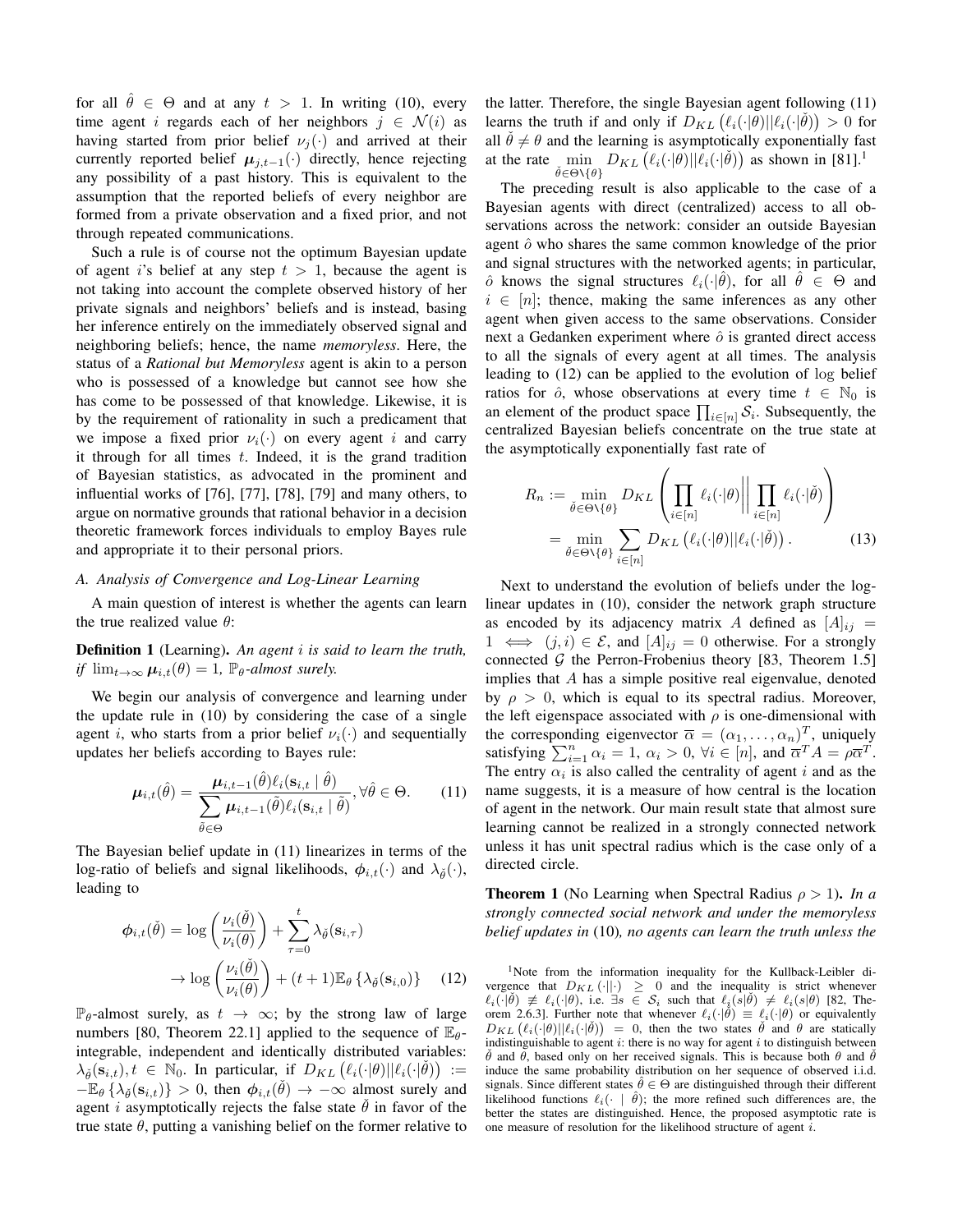for all $\hat{\theta} \in \Theta$ and at any $t > 1$. In writing (10), every time agent $i$ regards each of her neighbors $j \in \mathcal{N}(i)$ as having started from prior belief $\nu_j(\cdot)$ and arrived at their currently reported belief $\boldsymbol{\mu}_{j,t-1}(\cdot)$ directly, hence rejecting any possibility of a past history. This is equivalent to the assumption that the reported beliefs of every neighbor are formed from a private observation and a fixed prior, and not through repeated communications.

Such a rule is of course not the optimum Bayesian update of agent $i$'s belief at any step $t > 1$, because the agent is not taking into account the complete observed history of her private signals and neighbors' beliefs and is instead, basing her inference entirely on the immediately observed signal and neighboring beliefs; hence, the name *memoryless*. Here, the status of a *Rational but Memoryless* agent is akin to a person who is possessed of a knowledge but cannot see how she has come to be possessed of that knowledge. Likewise, it is by the requirement of rationality in such a predicament that we impose a fixed prior $\nu_i(\cdot)$ on every agent $i$ and carry it through for all times $t$. Indeed, it is the grand tradition of Bayesian statistics, as advocated in the prominent and influential works of [76], [77], [78], [79] and many others, to argue on normative grounds that rational behavior in a decision theoretic framework forces individuals to employ Bayes rule and appropriate it to their personal priors.

### A. Analysis of Convergence and Log-Linear Learning

A main question of interest is whether the agents can learn the true realized value $\theta$:

**Definition 1** (Learning). *An agent $i$ is said to learn the truth, if $\lim_{t\to\infty} \boldsymbol{\mu}_{i,t}(\theta) = 1$, $\mathbb{P}_\theta$-almost surely.*

We begin our analysis of convergence and learning under the update rule in (10) by considering the case of a single agent $i$, who starts from a prior belief $\nu_i(\cdot)$ and sequentially updates her beliefs according to Bayes rule:

$$\boldsymbol{\mu}_{i,t}(\hat{\theta}) = \frac{\boldsymbol{\mu}_{i,t-1}(\hat{\theta})\ell_i(\mathbf{s}_{i,t} \mid \hat{\theta})}{\sum_{\tilde{\theta}\in\Theta} \boldsymbol{\mu}_{i,t-1}(\tilde{\theta})\ell_i(\mathbf{s}_{i,t} \mid \tilde{\theta})}, \forall \hat{\theta} \in \Theta. \tag{11}$$

The Bayesian belief update in (11) linearizes in terms of the log-ratio of beliefs and signal likelihoods, $\boldsymbol{\phi}_{i,t}(\cdot)$ and $\lambda_{\check{\theta}}(\cdot)$, leading to

$$\begin{aligned}\boldsymbol{\phi}_{i,t}(\check{\theta}) &= \log\left(\frac{\nu_i(\check{\theta})}{\nu_i(\theta)}\right) + \sum_{\tau=0}^{t} \lambda_{\check{\theta}}(\mathbf{s}_{i,\tau}) \\ &\to \log\left(\frac{\nu_i(\check{\theta})}{\nu_i(\theta)}\right) + (t+1)\mathbb{E}_\theta\left\{\lambda_{\check{\theta}}(\mathbf{s}_{i,0})\right\} \end{aligned} \tag{12}$$

$\mathbb{P}_\theta$-almost surely, as $t \to \infty$; by the strong law of large numbers [80, Theorem 22.1] applied to the sequence of $\mathbb{E}_\theta$-integrable, independent and identically distributed variables: $\lambda_{\check{\theta}}(\mathbf{s}_{i,t}), t \in \mathbb{N}_0$. In particular, if $D_{KL}\left(\ell_i(\cdot|\theta)||\ell_i(\cdot|\check{\theta})\right) := -\mathbb{E}_\theta\left\{\lambda_{\check{\theta}}(\mathbf{s}_{i,t})\right\} > 0$, then $\boldsymbol{\phi}_{i,t}(\check{\theta}) \to -\infty$ almost surely and agent $i$ asymptotically rejects the false state $\check{\theta}$ in favor of the true state $\theta$, putting a vanishing belief on the former relative to the latter. Therefore, the single Bayesian agent following (11) learns the truth if and only if $D_{KL}\left(\ell_i(\cdot|\theta)||\ell_i(\cdot|\check{\theta})\right) > 0$ for all $\check{\theta} \neq \theta$ and the learning is asymptotically exponentially fast at the rate $\min_{\check{\theta}\in\Theta\setminus\{\theta\}} D_{KL}\left(\ell_i(\cdot|\theta)||\ell_i(\cdot|\check{\theta})\right)$ as shown in [81].[1]

The preceding result is also applicable to the case of a Bayesian agents with direct (centralized) access to all observations across the network: consider an outside Bayesian agent $\hat{o}$ who shares the same common knowledge of the prior and signal structures with the networked agents; in particular, $\hat{o}$ knows the signal structures $\ell_i(\cdot|\hat{\theta})$, for all $\hat{\theta} \in \Theta$ and $i \in [n]$; thence, making the same inferences as any other agent when given access to the same observations. Consider next a Gedanken experiment where $\hat{o}$ is granted direct access to all the signals of every agent at all times. The analysis leading to (12) can be applied to the evolution of log belief ratios for $\hat{o}$, whose observations at every time $t \in \mathbb{N}_0$ is an element of the product space $\prod_{i\in[n]} \mathcal{S}_i$. Subsequently, the centralized Bayesian beliefs concentrate on the true state at the asymptotically exponentially fast rate of

$$\begin{aligned} R_n &:= \min_{\check{\theta}\in\Theta\setminus\{\theta\}} D_{KL}\left(\prod_{i\in[n]} \ell_i(\cdot|\theta) \middle|\middle| \prod_{i\in[n]} \ell_i(\cdot|\check{\theta})\right) \\ &= \min_{\check{\theta}\in\Theta\setminus\{\theta\}} \sum_{i\in[n]} D_{KL}\left(\ell_i(\cdot|\theta)||\ell_i(\cdot|\check{\theta})\right). \end{aligned} \tag{13}$$

Next to understand the evolution of beliefs under the log-linear updates in (10), consider the network graph structure as encoded by its adjacency matrix $A$ defined as $[A]_{ij} = 1 \iff (j,i) \in \mathcal{E}$, and $[A]_{ij} = 0$ otherwise. For a strongly connected $\mathcal{G}$ the Perron-Frobenius theory [83, Theorem 1.5] implies that $A$ has a simple positive real eigenvalue, denoted by $\rho > 0$, which is equal to its spectral radius. Moreover, the left eigenspace associated with $\rho$ is one-dimensional with the corresponding eigenvector $\overline{\alpha} = (\alpha_1, \ldots, \alpha_n)^T$, uniquely satisfying $\sum_{i=1}^n \alpha_i = 1$, $\alpha_i > 0$, $\forall i \in [n]$, and $\overline{\alpha}^T A = \rho\overline{\alpha}^T$. The entry $\alpha_i$ is also called the centrality of agent $i$ and as the name suggests, it is a measure of how central is the location of agent in the network. Our main result state that almost sure learning cannot be realized in a strongly connected network unless it has unit spectral radius which is the case only of a directed circle.

**Theorem 1** (No Learning when Spectral Radius $\rho > 1$). *In a strongly connected social network and under the memoryless belief updates in (10), no agents can learn the truth unless the*

[1]Note from the information inequality for the Kullback-Leibler divergence that $D_{KL}(\cdot||\cdot) \geq 0$ and the inequality is strict whenever $\ell_i(\cdot|\check{\theta}) \not\equiv \ell_i(\cdot|\theta)$, i.e. $\exists s \in \mathcal{S}_i$ such that $\ell_i(s|\check{\theta}) \neq \ell_i(s|\theta)$ [82, Theorem 2.6.3]. Further note that whenever $\ell_i(\cdot|\check{\theta}) \equiv \ell_i(\cdot|\theta)$ or equivalently $D_{KL}\left(\ell_i(\cdot|\theta)||\ell_i(\cdot|\check{\theta})\right) = 0$, then the two states $\check{\theta}$ and $\theta$ are statically indistinguishable to agent $i$: there is no way for agent $i$ to distinguish between $\check{\theta}$ and $\theta$, based only on her received signals. This is because both $\theta$ and $\check{\theta}$ induce the same probability distribution on her sequence of observed i.i.d. signals. Since different states $\hat{\theta} \in \Theta$ are distinguished through their different likelihood functions $\ell_i(\cdot \mid \hat{\theta})$; the more refined such differences are, the better the states are distinguished. Hence, the proposed asymptotic rate is one measure of resolution for the likelihood structure of agent $i$.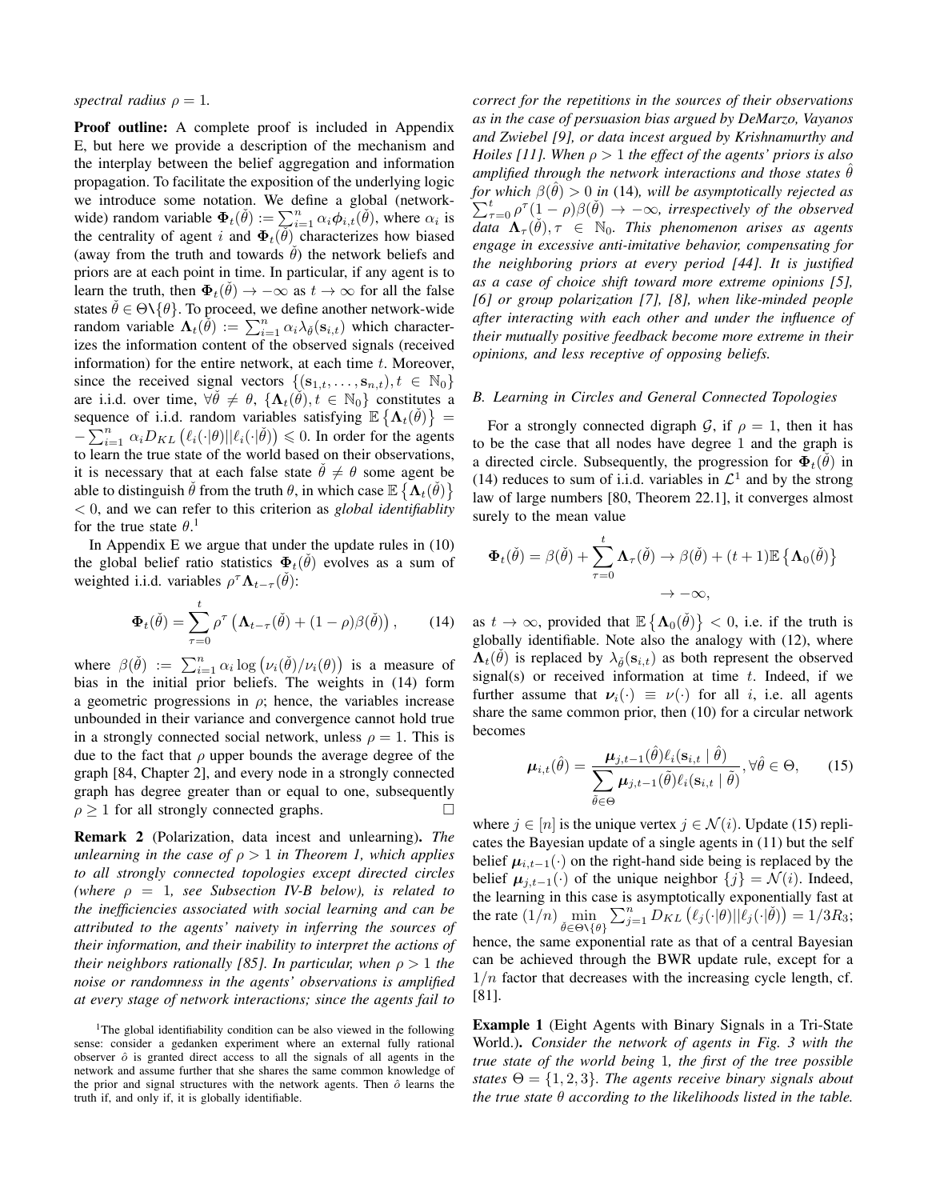*spectral radius $\rho = 1$.*

**Proof outline:** A complete proof is included in Appendix E, but here we provide a description of the mechanism and the interplay between the belief aggregation and information propagation. To facilitate the exposition of the underlying logic we introduce some notation. We define a global (network-wide) random variable $\mathbf{\Phi}_t(\check{\theta}) := \sum_{i=1}^{n} \alpha_i \boldsymbol{\phi}_{i,t}(\check{\theta})$, where $\alpha_i$ is the centrality of agent $i$ and $\mathbf{\Phi}_t(\check{\theta})$ characterizes how biased (away from the truth and towards $\check{\theta}$) the network beliefs and priors are at each point in time. In particular, if any agent is to learn the truth, then $\mathbf{\Phi}_t(\check{\theta}) \to -\infty$ as $t \to \infty$ for all the false states $\check{\theta} \in \Theta \backslash \{\theta\}$. To proceed, we define another network-wide random variable $\mathbf{\Lambda}_t(\check{\theta}) := \sum_{i=1}^{n} \alpha_i \lambda_{\check{\theta}}(\mathbf{s}_{i,t})$ which characterizes the information content of the observed signals (received information) for the entire network, at each time $t$. Moreover, since the received signal vectors $\{(\mathbf{s}_{1,t}, \ldots, \mathbf{s}_{n,t}), t \in \mathbb{N}_0\}$ are i.i.d. over time, $\forall \check{\theta} \neq \theta$, $\{\mathbf{\Lambda}_t(\check{\theta}), t \in \mathbb{N}_0\}$ constitutes a sequence of i.i.d. random variables satisfying $\mathbb{E}\left\{\mathbf{\Lambda}_t(\check{\theta})\right\} = -\sum_{i=1}^{n} \alpha_i D_{KL}\left(\ell_i(\cdot|\theta) || \ell_i(\cdot|\check{\theta})\right) \leqslant 0$. In order for the agents to learn the true state of the world based on their observations, it is necessary that at each false state $\check{\theta} \neq \theta$ some agent be able to distinguish $\check{\theta}$ from the truth $\theta$, in which case $\mathbb{E}\left\{\mathbf{\Lambda}_t(\check{\theta})\right\} < 0$, and we can refer to this criterion as *global identifiablity* for the true state $\theta$.[1]

In Appendix E we argue that under the update rules in (10) the global belief ratio statistics $\mathbf{\Phi}_t(\check{\theta})$ evolves as a sum of weighted i.i.d. variables $\rho^{\tau} \mathbf{\Lambda}_{t-\tau}(\check{\theta})$:

$$\mathbf{\Phi}_t(\check{\theta}) = \sum_{\tau=0}^{t} \rho^{\tau} \left( \mathbf{\Lambda}_{t-\tau}(\check{\theta}) + (1-\rho)\beta(\check{\theta}) \right), \qquad (14)$$

where $\beta(\check{\theta}) := \sum_{i=1}^{n} \alpha_i \log\left(\nu_i(\check{\theta})/\nu_i(\theta)\right)$ is a measure of bias in the initial prior beliefs. The weights in (14) form a geometric progressions in $\rho$; hence, the variables increase unbounded in their variance and convergence cannot hold true in a strongly connected social network, unless $\rho = 1$. This is due to the fact that $\rho$ upper bounds the average degree of the graph [84, Chapter 2], and every node in a strongly connected graph has degree greater than or equal to one, subsequently $\rho \geq 1$ for all strongly connected graphs. $\square$

**Remark 2** (Polarization, data incest and unlearning). *The unlearning in the case of $\rho > 1$ in Theorem 1, which applies to all strongly connected topologies except directed circles (where $\rho = 1$, see Subsection IV-B below), is related to the inefficiencies associated with social learning and can be attributed to the agents' naivety in inferring the sources of their information, and their inability to interpret the actions of their neighbors rationally [85]. In particular, when $\rho > 1$ the noise or randomness in the agents' observations is amplified at every stage of network interactions; since the agents fail to correct for the repetitions in the sources of their observations as in the case of persuasion bias argued by DeMarzo, Vayanos and Zwiebel [9], or data incest argued by Krishnamurthy and Hoiles [11]. When $\rho > 1$ the effect of the agents' priors is also amplified through the network interactions and those states $\hat{\theta}$ for which $\beta(\hat{\theta}) > 0$ in* (14)*, will be asymptotically rejected as $\sum_{\tau=0}^{t} \rho^{\tau}(1-\rho)\beta(\hat{\theta}) \to -\infty$, irrespectively of the observed data $\mathbf{\Lambda}_{\tau}(\check{\theta}), \tau \in \mathbb{N}_0$. This phenomenon arises as agents engage in excessive anti-imitative behavior, compensating for the neighboring priors at every period [44]. It is justified as a case of choice shift toward more extreme opinions [5], [6] or group polarization [7], [8], when like-minded people after interacting with each other and under the influence of their mutually positive feedback become more extreme in their opinions, and less receptive of opposing beliefs.*

### B. Learning in Circles and General Connected Topologies

For a strongly connected digraph $\mathcal{G}$, if $\rho = 1$, then it has to be the case that all nodes have degree 1 and the graph is a directed circle. Subsequently, the progression for $\mathbf{\Phi}_t(\check{\theta})$ in (14) reduces to sum of i.i.d. variables in $\mathcal{L}^1$ and by the strong law of large numbers [80, Theorem 22.1], it converges almost surely to the mean value

$$\mathbf{\Phi}_t(\check{\theta}) = \beta(\check{\theta}) + \sum_{\tau=0}^{t} \mathbf{\Lambda}_{\tau}(\check{\theta}) \to \beta(\check{\theta}) + (t+1)\mathbb{E}\left\{\mathbf{\Lambda}_0(\check{\theta})\right\} \to -\infty,$$

as $t \to \infty$, provided that $\mathbb{E}\left\{\mathbf{\Lambda}_0(\check{\theta})\right\} < 0$, i.e. if the truth is globally identifiable. Note also the analogy with (12), where $\mathbf{\Lambda}_t(\check{\theta})$ is replaced by $\lambda_{\check{\theta}}(\mathbf{s}_{i,t})$ as both represent the observed signal(s) or received information at time $t$. Indeed, if we further assume that $\boldsymbol{\nu}_i(\cdot) \equiv \nu(\cdot)$ for all $i$, i.e. all agents share the same common prior, then (10) for a circular network becomes

$$\boldsymbol{\mu}_{i,t}(\hat{\theta}) = \frac{\boldsymbol{\mu}_{j,t-1}(\hat{\theta}) \ell_i(\mathbf{s}_{i,t} \mid \hat{\theta})}{\sum_{\tilde{\theta} \in \Theta} \boldsymbol{\mu}_{j,t-1}(\tilde{\theta}) \ell_i(\mathbf{s}_{i,t} \mid \tilde{\theta})}, \forall \hat{\theta} \in \Theta, \qquad (15)$$

where $j \in [n]$ is the unique vertex $j \in \mathcal{N}(i)$. Update (15) replicates the Bayesian update of a single agents in (11) but the self belief $\boldsymbol{\mu}_{i,t-1}(\cdot)$ on the right-hand side being is replaced by the belief $\boldsymbol{\mu}_{j,t-1}(\cdot)$ of the unique neighbor $\{j\} = \mathcal{N}(i)$. Indeed, the learning in this case is asymptotically exponentially fast at the rate $(1/n) \min_{\check{\theta} \in \Theta \backslash \{\theta\}} \sum_{j=1}^{n} D_{KL}\left(\ell_j(\cdot|\theta) || \ell_j(\cdot|\check{\theta})\right) = 1/3R_3$; hence, the same exponential rate as that of a central Bayesian can be achieved through the BWR update rule, except for a $1/n$ factor that decreases with the increasing cycle length, cf. [81].

**Example 1** (Eight Agents with Binary Signals in a Tri-State World.). *Consider the network of agents in Fig. 3 with the true state of the world being 1, the first of the tree possible states $\Theta = \{1, 2, 3\}$. The agents receive binary signals about the true state $\theta$ according to the likelihoods listed in the table.*

[1]The global identifiability condition can be also viewed in the following sense: consider a gedanken experiment where an external fully rational observer $\hat{o}$ is granted direct access to all the signals of all agents in the network and assume further that she shares the same common knowledge of the prior and signal structures with the network agents. Then $\hat{o}$ learns the truth if, and only if, it is globally identifiable.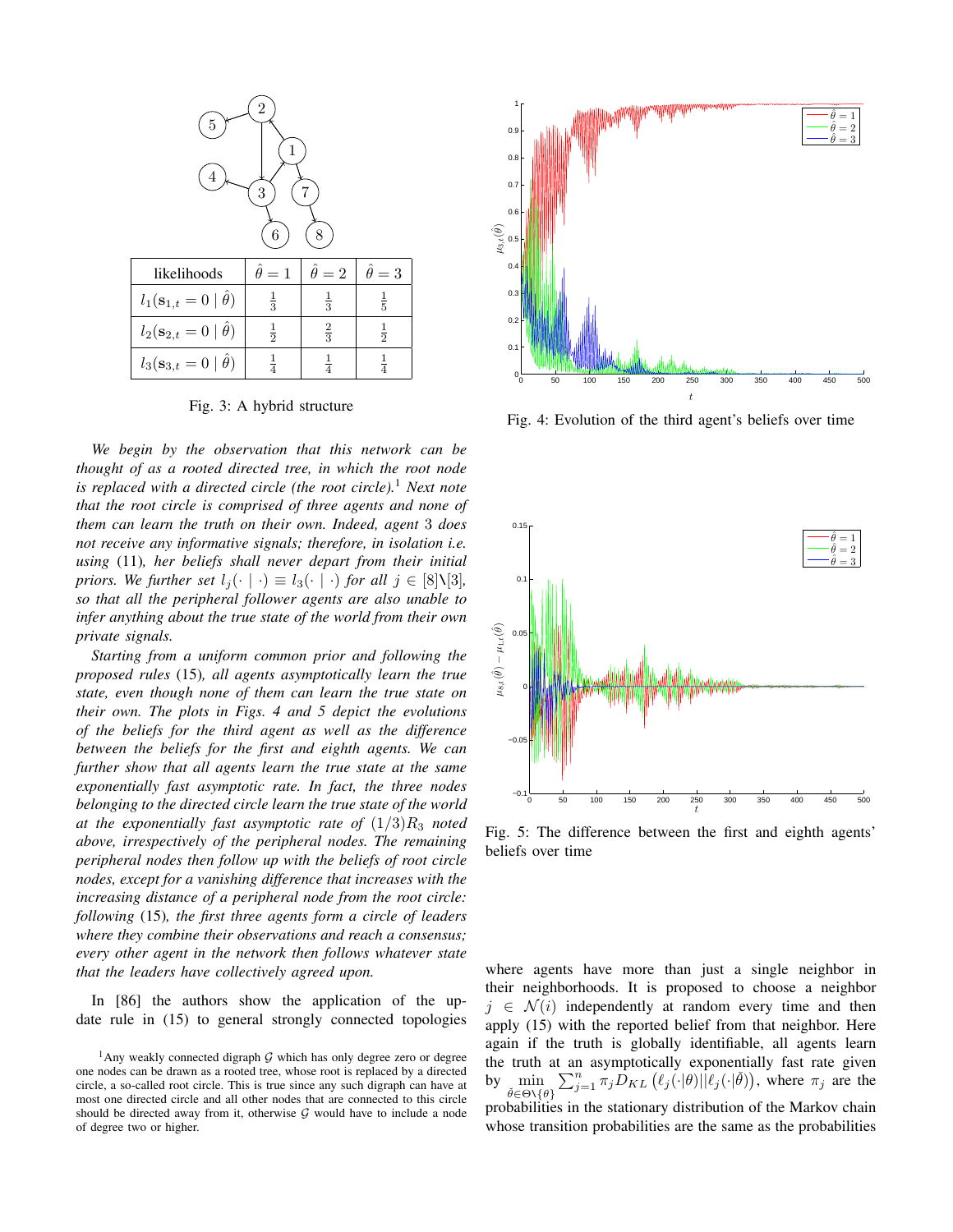| likelihoods | $\hat{\theta}=1$ | $\hat{\theta}=2$ | $\hat{\theta}=3$ |
|---|---|---|---|
| $l_1(\mathbf{s}_{1,t}=0 \mid \hat{\theta})$ | $\frac{1}{3}$ | $\frac{1}{3}$ | $\frac{1}{5}$ |
| $l_2(\mathbf{s}_{2,t}=0 \mid \hat{\theta})$ | $\frac{1}{2}$ | $\frac{2}{3}$ | $\frac{1}{2}$ |
| $l_3(\mathbf{s}_{3,t}=0 \mid \hat{\theta})$ | $\frac{1}{4}$ | $\frac{1}{4}$ | $\frac{1}{4}$ |

Fig. 3: A hybrid structure

*We begin by the observation that this network can be thought of as a rooted directed tree, in which the root node is replaced with a directed circle (the root circle).*[1] *Next note that the root circle is comprised of three agents and none of them can learn the truth on their own. Indeed, agent 3 does not receive any informative signals; therefore, in isolation i.e. using* (11)*, her beliefs shall never depart from their initial priors. We further set $l_j(\cdot \mid \cdot) \equiv l_3(\cdot \mid \cdot)$ for all $j \in [8] \backslash [3]$, so that all the peripheral follower agents are also unable to infer anything about the true state of the world from their own private signals.*

*Starting from a uniform common prior and following the proposed rules* (15)*, all agents asymptotically learn the true state, even though none of them can learn the true state on their own. The plots in Figs. 4 and 5 depict the evolutions of the beliefs for the third agent as well as the difference between the beliefs for the first and eighth agents. We can further show that all agents learn the true state at the same exponentially fast asymptotic rate. In fact, the three nodes belonging to the directed circle learn the true state of the world at the exponentially fast asymptotic rate of $(1/3)R_3$ noted above, irrespectively of the peripheral nodes. The remaining peripheral nodes then follow up with the beliefs of root circle nodes, except for a vanishing difference that increases with the increasing distance of a peripheral node from the root circle: following* (15)*, the first three agents form a circle of leaders where they combine their observations and reach a consensus; every other agent in the network then follows whatever state that the leaders have collectively agreed upon.*

In [86] the authors show the application of the update rule in (15) to general strongly connected topologies

[1] Any weakly connected digraph $\mathcal{G}$ which has only degree zero or degree one nodes can be drawn as a rooted tree, whose root is replaced by a directed circle, a so-called root circle. This is true since any such digraph can have at most one directed circle and all other nodes that are connected to this circle should be directed away from it, otherwise $\mathcal{G}$ would have to include a node of degree two or higher.

Fig. 4: Evolution of the third agent's beliefs over time

Fig. 5: The difference between the first and eighth agents' beliefs over time

where agents have more than just a single neighbor in their neighborhoods. It is proposed to choose a neighbor $j \in \mathcal{N}(i)$ independently at random every time and then apply (15) with the reported belief from that neighbor. Here again if the truth is globally identifiable, all agents learn the truth at an asymptotically exponentially fast rate given by $\min_{\check{\theta} \in \Theta \backslash \{\theta\}} \sum_{j=1}^{n} \pi_j D_{KL}\left(\ell_j(\cdot|\theta) || \ell_j(\cdot|\check{\theta})\right)$, where $\pi_j$ are the probabilities in the stationary distribution of the Markov chain whose transition probabilities are the same as the probabilities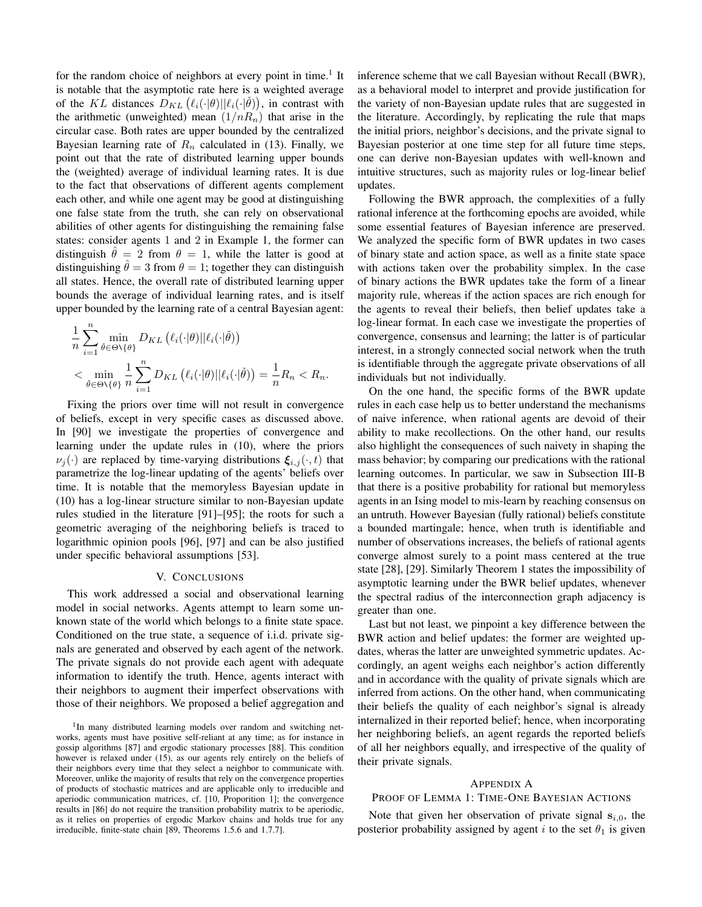for the random choice of neighbors at every point in time.[1] It is notable that the asymptotic rate here is a weighted average of the $KL$ distances $D_{KL}\left(\ell_i(\cdot|\theta)||\ell_i(\cdot|\check{\theta})\right)$, in contrast with the arithmetic (unweighted) mean $(1/nR_n)$ that arise in the circular case. Both rates are upper bounded by the centralized Bayesian learning rate of $R_n$ calculated in (13). Finally, we point out that the rate of distributed learning upper bounds the (weighted) average of individual learning rates. It is due to the fact that observations of different agents complement each other, and while one agent may be good at distinguishing one false state from the truth, she can rely on observational abilities of other agents for distinguishing the remaining false states: consider agents 1 and 2 in Example 1, the former can distinguish $\hat{\theta} = 2$ from $\theta = 1$, while the latter is good at distinguishing $\hat{\theta} = 3$ from $\theta = 1$; together they can distinguish all states. Hence, the overall rate of distributed learning upper bounds the average of individual learning rates, and is itself upper bounded by the learning rate of a central Bayesian agent:

$$\frac{1}{n}\sum_{i=1}^{n}\min_{\check{\theta}\in\Theta\setminus\{\theta\}} D_{KL}\left(\ell_i(\cdot|\theta)||\ell_i(\cdot|\check{\theta})\right)$$
$$< \min_{\check{\theta}\in\Theta\setminus\{\theta\}} \frac{1}{n}\sum_{i=1}^{n} D_{KL}\left(\ell_i(\cdot|\theta)||\ell_i(\cdot|\check{\theta})\right) = \frac{1}{n}R_n < R_n.$$

Fixing the priors over time will not result in convergence of beliefs, except in very specific cases as discussed above. In [90] we investigate the properties of convergence and learning under the update rules in (10), where the priors $\nu_j(\cdot)$ are replaced by time-varying distributions $\boldsymbol{\xi}_{i,j}(\cdot,t)$ that parametrize the log-linear updating of the agents' beliefs over time. It is notable that the memoryless Bayesian update in (10) has a log-linear structure similar to non-Bayesian update rules studied in the literature [91]–[95]; the roots for such a geometric averaging of the neighboring beliefs is traced to logarithmic opinion pools [96], [97] and can be also justified under specific behavioral assumptions [53].

## V. Conclusions

This work addressed a social and observational learning model in social networks. Agents attempt to learn some unknown state of the world which belongs to a finite state space. Conditioned on the true state, a sequence of i.i.d. private signals are generated and observed by each agent of the network. The private signals do not provide each agent with adequate information to identify the truth. Hence, agents interact with their neighbors to augment their imperfect observations with those of their neighbors. We proposed a belief aggregation and inference scheme that we call Bayesian without Recall (BWR), as a behavioral model to interpret and provide justification for the variety of non-Bayesian update rules that are suggested in the literature. Accordingly, by replicating the rule that maps the initial priors, neighbor's decisions, and the private signal to Bayesian posterior at one time step for all future time steps, one can derive non-Bayesian updates with well-known and intuitive structures, such as majority rules or log-linear belief updates.

Following the BWR approach, the complexities of a fully rational inference at the forthcoming epochs are avoided, while some essential features of Bayesian inference are preserved. We analyzed the specific form of BWR updates in two cases of binary state and action space, as well as a finite state space with actions taken over the probability simplex. In the case of binary actions the BWR updates take the form of a linear majority rule, whereas if the action spaces are rich enough for the agents to reveal their beliefs, then belief updates take a log-linear format. In each case we investigate the properties of convergence, consensus and learning; the latter is of particular interest, in a strongly connected social network when the truth is identifiable through the aggregate private observations of all individuals but not individually.

On the one hand, the specific forms of the BWR update rules in each case help us to better understand the mechanisms of naive inference, when rational agents are devoid of their ability to make recollections. On the other hand, our results also highlight the consequences of such naivety in shaping the mass behavior; by comparing our predications with the rational learning outcomes. In particular, we saw in Subsection III-B that there is a positive probability for rational but memoryless agents in an Ising model to mis-learn by reaching consensus on an untruth. However Bayesian (fully rational) beliefs constitute a bounded martingale; hence, when truth is identifiable and number of observations increases, the beliefs of rational agents converge almost surely to a point mass centered at the true state [28], [29]. Similarly Theorem 1 states the impossibility of asymptotic learning under the BWR belief updates, whenever the spectral radius of the interconnection graph adjacency is greater than one.

Last but not least, we pinpoint a key difference between the BWR action and belief updates: the former are weighted updates, wheras the latter are unweighted symmetric updates. Accordingly, an agent weighs each neighbor's action differently and in accordance with the quality of private signals which are inferred from actions. On the other hand, when communicating their beliefs the quality of each neighbor's signal is already internalized in their reported belief; hence, when incorporating her neighboring beliefs, an agent regards the reported beliefs of all her neighbors equally, and irrespective of the quality of their private signals.

## Appendix A
### Proof of Lemma 1: Time-One Bayesian Actions

Note that given her observation of private signal $\mathbf{s}_{i,0}$, the posterior probability assigned by agent $i$ to the set $\theta_1$ is given

[1] In many distributed learning models over random and switching networks, agents must have positive self-reliant at any time; as for instance in gossip algorithms [87] and ergodic stationary processes [88]. This condition however is relaxed under (15), as our agents rely entirely on the beliefs of their neighbors every time that they select a neighbor to communicate with. Moreover, unlike the majority of results that rely on the convergence properties of products of stochastic matrices and are applicable only to irreducible and aperiodic communication matrices, cf. [10, Proporition 1]; the convergence results in [86] do not require the transition probability matrix to be aperiodic, as it relies on properties of ergodic Markov chains and holds true for any irreducible, finite-state chain [89, Theorems 1.5.6 and 1.7.7].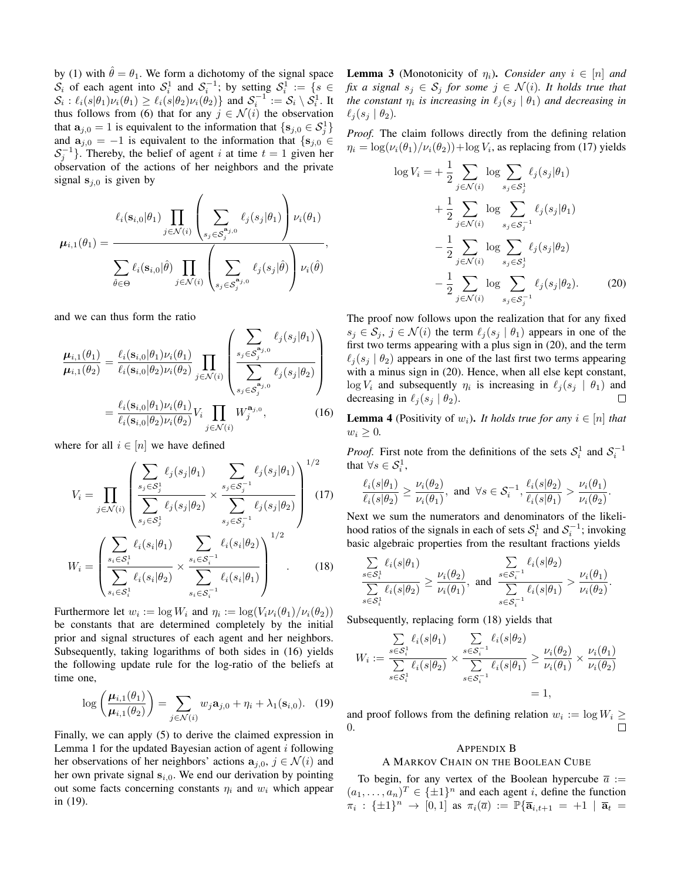by (1) with $\hat{\theta} = \theta_1$. We form a dichotomy of the signal space $\mathcal{S}_i$ of each agent into $\mathcal{S}_i^1$ and $\mathcal{S}_i^{-1}$; by setting $\mathcal{S}_i^1 := \{s \in \mathcal{S}_i : \ell_i(s|\theta_1)\nu_i(\theta_1) \geq \ell_i(s|\theta_2)\nu_i(\theta_2)\}$ and $\mathcal{S}_i^{-1} := \mathcal{S}_i \setminus \mathcal{S}_i^1$. It thus follows from (6) that for any $j \in \mathcal{N}(i)$ the observation that $\mathbf{a}_{j,0} = 1$ is equivalent to the information that $\{\mathbf{s}_{j,0} \in \mathcal{S}_j^1\}$ and $\mathbf{a}_{j,0} = -1$ is equivalent to the information that $\{\mathbf{s}_{j,0} \in \mathcal{S}_j^{-1}\}$. Thereby, the belief of agent $i$ at time $t = 1$ given her observation of the actions of her neighbors and the private signal $\mathbf{s}_{j,0}$ is given by

$$\boldsymbol{\mu}_{i,1}(\theta_1) = \frac{\ell_i(\mathbf{s}_{i,0}|\theta_1) \displaystyle\prod_{j\in\mathcal{N}(i)} \left( \sum_{s_j \in \mathcal{S}_j^{\mathbf{a}_{j,0}}} \ell_j(s_j|\theta_1) \right) \nu_i(\theta_1)}{\displaystyle\sum_{\hat{\theta}\in\Theta} \ell_i(\mathbf{s}_{i,0}|\hat{\theta}) \prod_{j\in\mathcal{N}(i)} \left( \sum_{s_j \in \mathcal{S}_j^{\mathbf{a}_{j,0}}} \ell_j(s_j|\hat{\theta}) \right) \nu_i(\hat{\theta})},$$

and we can thus form the ratio

$$\begin{aligned}
\frac{\boldsymbol{\mu}_{i,1}(\theta_1)}{\boldsymbol{\mu}_{i,1}(\theta_2)} &= \frac{\ell_i(\mathbf{s}_{i,0}|\theta_1)\nu_i(\theta_1)}{\ell_i(\mathbf{s}_{i,0}|\theta_2)\nu_i(\theta_2)} \prod_{j\in\mathcal{N}(i)} \left( \frac{\displaystyle\sum_{s_j \in \mathcal{S}_j^{\mathbf{a}_{j,0}}} \ell_j(s_j|\theta_1)}{\displaystyle\sum_{s_j \in \mathcal{S}_j^{\mathbf{a}_{j,0}}} \ell_j(s_j|\theta_2)} \right) \\
&= \frac{\ell_i(\mathbf{s}_{i,0}|\theta_1)\nu_i(\theta_1)}{\ell_i(\mathbf{s}_{i,0}|\theta_2)\nu_i(\theta_2)} V_i \prod_{j\in\mathcal{N}(i)} W_j^{\mathbf{a}_{j,0}}, \qquad (16)
\end{aligned}$$

where for all $i \in [n]$ we have defined

$$V_i = \prod_{j\in\mathcal{N}(i)} \left( \frac{\displaystyle\sum_{s_j\in\mathcal{S}_j^1} \ell_j(s_j|\theta_1)}{\displaystyle\sum_{s_j\in\mathcal{S}_j^1} \ell_j(s_j|\theta_2)} \times \frac{\displaystyle\sum_{s_j\in\mathcal{S}_j^{-1}} \ell_j(s_j|\theta_1)}{\displaystyle\sum_{s_j\in\mathcal{S}_j^{-1}} \ell_j(s_j|\theta_2)} \right)^{1/2} \qquad (17)$$

$$W_i = \left( \frac{\displaystyle\sum_{s_i\in\mathcal{S}_i^1} \ell_i(s_i|\theta_1)}{\displaystyle\sum_{s_i\in\mathcal{S}_i^1} \ell_i(s_i|\theta_2)} \times \frac{\displaystyle\sum_{s_i\in\mathcal{S}_i^{-1}} \ell_i(s_i|\theta_2)}{\displaystyle\sum_{s_i\in\mathcal{S}_i^{-1}} \ell_i(s_i|\theta_1)} \right)^{1/2}. \qquad (18)$$

Furthermore let $w_i := \log W_i$ and $\eta_i := \log(V_i\nu_i(\theta_1)/\nu_i(\theta_2))$ be constants that are determined completely by the initial prior and signal structures of each agent and her neighbors. Subsequently, taking logarithms of both sides in (16) yields the following update rule for the log-ratio of the beliefs at time one,

$$\log\left(\frac{\boldsymbol{\mu}_{i,1}(\theta_1)}{\boldsymbol{\mu}_{i,1}(\theta_2)}\right) = \sum_{j\in\mathcal{N}(i)} w_j \mathbf{a}_{j,0} + \eta_i + \lambda_1(\mathbf{s}_{i,0}). \quad (19)$$

Finally, we can apply (5) to derive the claimed expression in Lemma 1 for the updated Bayesian action of agent $i$ following her observations of her neighbors' actions $\mathbf{a}_{j,0}$, $j \in \mathcal{N}(i)$ and her own private signal $\mathbf{s}_{i,0}$. We end our derivation by pointing out some facts concerning constants $\eta_i$ and $w_i$ which appear in (19).

**Lemma 3** (Monotonicity of $\eta_i$). *Consider any $i \in [n]$ and fix a signal $s_j \in \mathcal{S}_j$ for some $j \in \mathcal{N}(i)$. It holds true that the constant $\eta_i$ is increasing in $\ell_j(s_j \mid \theta_1)$ and decreasing in $\ell_j(s_j \mid \theta_2)$.*

*Proof.* The claim follows directly from the defining relation $\eta_i = \log(\nu_i(\theta_1)/\nu_i(\theta_2)) + \log V_i$, as replacing from (17) yields

$$\begin{aligned}
\log V_i = &+\frac{1}{2}\sum_{j\in\mathcal{N}(i)} \log \sum_{s_j\in\mathcal{S}_j^1} \ell_j(s_j|\theta_1) \\
&+\frac{1}{2}\sum_{j\in\mathcal{N}(i)} \log \sum_{s_j\in\mathcal{S}_j^{-1}} \ell_j(s_j|\theta_1) \\
&-\frac{1}{2}\sum_{j\in\mathcal{N}(i)} \log \sum_{s_j\in\mathcal{S}_j^1} \ell_j(s_j|\theta_2) \\
&-\frac{1}{2}\sum_{j\in\mathcal{N}(i)} \log \sum_{s_j\in\mathcal{S}_j^{-1}} \ell_j(s_j|\theta_2). \qquad (20)
\end{aligned}$$

The proof now follows upon the realization that for any fixed $s_j \in \mathcal{S}_j$, $j \in \mathcal{N}(i)$ the term $\ell_j(s_j \mid \theta_1)$ appears in one of the first two terms appearing with a plus sign in (20), and the term $\ell_j(s_j \mid \theta_2)$ appears in one of the last first two terms appearing with a minus sign in (20). Hence, when all else kept constant, $\log V_i$ and subsequently $\eta_i$ is increasing in $\ell_j(s_j \mid \theta_1)$ and decreasing in $\ell_j(s_j \mid \theta_2)$. ☐

**Lemma 4** (Positivity of $w_i$). *It holds true for any $i \in [n]$ that $w_i \geq 0$.*

*Proof.* First note from the definitions of the sets $\mathcal{S}_i^1$ and $\mathcal{S}_i^{-1}$ that $\forall s \in \mathcal{S}_i^1$,

$$\frac{\ell_i(s|\theta_1)}{\ell_i(s|\theta_2)} \geq \frac{\nu_i(\theta_2)}{\nu_i(\theta_1)}, \text{ and } \forall s \in \mathcal{S}_i^{-1}, \frac{\ell_i(s|\theta_2)}{\ell_i(s|\theta_1)} > \frac{\nu_i(\theta_1)}{\nu_i(\theta_2)}.$$

Next we sum the numerators and denominators of the likelihood ratios of the signals in each of sets $\mathcal{S}_i^1$ and $\mathcal{S}_i^{-1}$; invoking basic algebraic properties from the resultant fractions yields

$$\frac{\displaystyle\sum_{s\in\mathcal{S}_i^1} \ell_i(s|\theta_1)}{\displaystyle\sum_{s\in\mathcal{S}_i^1} \ell_i(s|\theta_2)} \geq \frac{\nu_i(\theta_2)}{\nu_i(\theta_1)}, \text{ and } \frac{\displaystyle\sum_{s\in\mathcal{S}_i^{-1}} \ell_i(s|\theta_2)}{\displaystyle\sum_{s\in\mathcal{S}_i^{-1}} \ell_i(s|\theta_1)} > \frac{\nu_i(\theta_1)}{\nu_i(\theta_2)}.$$

Subsequently, replacing form (18) yields that

$$\begin{aligned}
W_i := \frac{\displaystyle\sum_{s\in\mathcal{S}_i^1} \ell_i(s|\theta_1)}{\displaystyle\sum_{s\in\mathcal{S}_i^1} \ell_i(s|\theta_2)} \times \frac{\displaystyle\sum_{s\in\mathcal{S}_i^{-1}} \ell_i(s|\theta_2)}{\displaystyle\sum_{s\in\mathcal{S}_i^{-1}} \ell_i(s|\theta_1)} &\geq \frac{\nu_i(\theta_2)}{\nu_i(\theta_1)} \times \frac{\nu_i(\theta_1)}{\nu_i(\theta_2)} \\
&= 1,
\end{aligned}$$

and proof follows from the defining relation $w_i := \log W_i \geq 0$. ☐

## APPENDIX B
## A MARKOV CHAIN ON THE BOOLEAN CUBE

To begin, for any vertex of the Boolean hypercube $\overline{a} := (a_1, \ldots, a_n)^T \in \{\pm 1\}^n$ and each agent $i$, define the function $\pi_i : \{\pm 1\}^n \to [0,1]$ as $\pi_i(\overline{a}) := \mathbb{P}\{\overline{\mathbf{a}}_{i,t+1} = +1 \mid \overline{\mathbf{a}}_t =$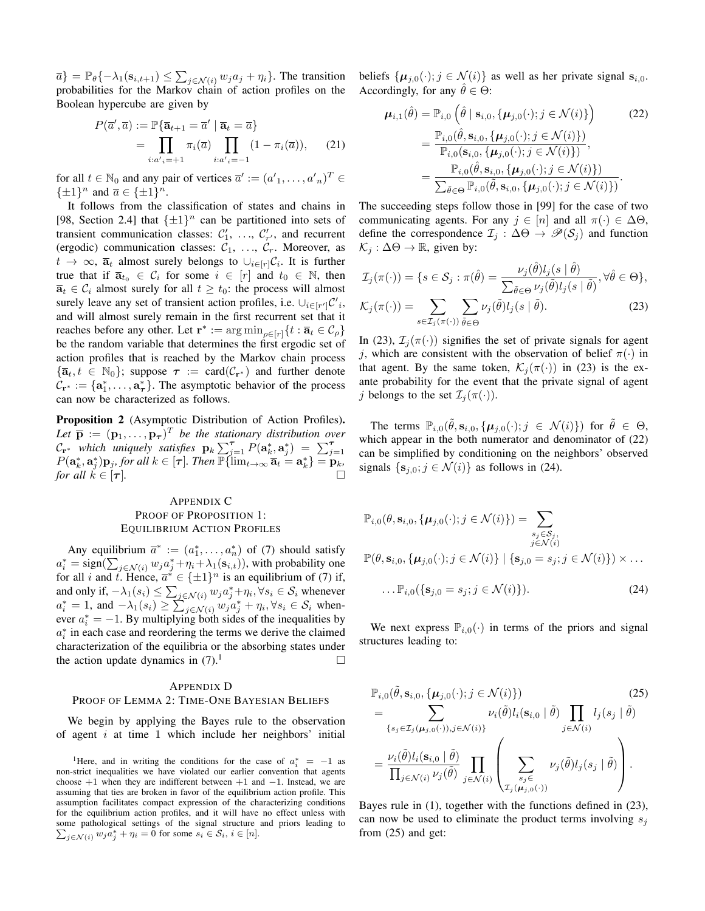$\overline{a}\} = \mathbb{P}_\theta\{-\lambda_1(\mathbf{s}_{i,t+1}) \leq \sum_{j\in\mathcal{N}(i)} w_j a_j + \eta_i\}$. The transition probabilities for the Markov chain of action profiles on the Boolean hypercube are given by

$$
\begin{aligned}
P(\overline{a}', \overline{a}) &:= \mathbb{P}\{\overline{\mathbf{a}}_{t+1} = \overline{a}' \mid \overline{\mathbf{a}}_t = \overline{a}\} \\
&= \prod_{i: a'_i = +1} \pi_i(\overline{a}) \prod_{i: a'_i = -1} (1 - \pi_i(\overline{a})), \quad (21)
\end{aligned}
$$

for all $t \in \mathbb{N}_0$ and any pair of vertices $\overline{a}' := (a'_1, \ldots, a'_n)^T \in \{\pm 1\}^n$ and $\overline{a} \in \{\pm 1\}^n$.

It follows from the classification of states and chains in [98, Section 2.4] that $\{\pm 1\}^n$ can be partitioned into sets of transient communication classes: $\mathcal{C}'_1, \ldots, \mathcal{C}'_{r'}$, and recurrent (ergodic) communication classes: $\mathcal{C}_1, \ldots, \mathcal{C}_r$. Moreover, as $t \to \infty$, $\overline{\mathbf{a}}_t$ almost surely belongs to $\cup_{i\in[r]}\mathcal{C}_i$. It is further true that if $\overline{\mathbf{a}}_{t_0} \in \mathcal{C}_i$ for some $i \in [r]$ and $t_0 \in \mathbb{N}$, then $\overline{\mathbf{a}}_t \in \mathcal{C}_i$ almost surely for all $t \geq t_0$: the process will almost surely leave any set of transient action profiles, i.e. $\cup_{i\in[r']}\mathcal{C}'_i$, and will almost surely remain in the first recurrent set that it reaches before any other. Let $\mathbf{r}^* := \arg\min_{\rho\in[r]}\{t : \overline{\mathbf{a}}_t \in \mathcal{C}_\rho\}$ be the random variable that determines the first ergodic set of action profiles that is reached by the Markov chain process $\{\overline{\mathbf{a}}_t, t \in \mathbb{N}_0\}$; suppose $\boldsymbol{\tau} := \text{card}(\mathcal{C}_{\mathbf{r}^*})$ and further denote $\mathcal{C}_{\mathbf{r}^*} := \{\mathbf{a}^*_1, \ldots, \mathbf{a}^*_{\boldsymbol{\tau}}\}$. The asymptotic behavior of the process can now be characterized as follows.

**Proposition 2** (Asymptotic Distribution of Action Profiles)**.** *Let $\overline{\mathbf{p}} := (\mathbf{p}_1, \ldots, \mathbf{p}_{\boldsymbol{\tau}})^T$ be the stationary distribution over $\mathcal{C}_{\mathbf{r}^*}$ which uniquely satisfies $\mathbf{p}_k \sum_{j=1}^{\boldsymbol{\tau}} P(\mathbf{a}^*_k, \mathbf{a}^*_j) = \sum_{j=1}^{\boldsymbol{\tau}} P(\mathbf{a}^*_k, \mathbf{a}^*_j)\mathbf{p}_j$, for all $k \in [\boldsymbol{\tau}]$. Then $\mathbb{P}\{\lim_{t\to\infty} \overline{\mathbf{a}}_t = \mathbf{a}^*_k\} = \mathbf{p}_k$, for all $k \in [\boldsymbol{\tau}]$.* □

## Appendix C
## Proof of Proposition 1: Equilibrium Action Profiles

Any equilibrium $\overline{a}^* := (a^*_1, \ldots, a^*_n)$ of (7) should satisfy $a^*_i = \text{sign}(\sum_{j\in\mathcal{N}(i)} w_j a^*_j + \eta_i + \lambda_1(\mathbf{s}_{i,t}))$, with probability one for all $i$ and $t$. Hence, $\overline{a}^* \in \{\pm 1\}^n$ is an equilibrium of (7) if, and only if, $-\lambda_1(s_i) \leq \sum_{j\in\mathcal{N}(i)} w_j a^*_j + \eta_i, \forall s_i \in \mathcal{S}_i$ whenever $a^*_i = 1$, and $-\lambda_1(s_i) \geq \sum_{j\in\mathcal{N}(i)} w_j a^*_j + \eta_i, \forall s_i \in \mathcal{S}_i$ whenever $a^*_i = -1$. By multiplying both sides of the inequalities by $a^*_i$ in each case and reordering the terms we derive the claimed characterization of the equilibria or the absorbing states under the action update dynamics in (7).[1] □

## Appendix D
## Proof of Lemma 2: Time-One Bayesian Beliefs

We begin by applying the Bayes rule to the observation of agent $i$ at time 1 which include her neighbors' initial beliefs $\{\boldsymbol{\mu}_{j,0}(\cdot); j \in \mathcal{N}(i)\}$ as well as her private signal $\mathbf{s}_{i,0}$. Accordingly, for any $\hat{\theta} \in \Theta$:

$$
\begin{aligned}
\boldsymbol{\mu}_{i,1}(\hat{\theta}) &= \mathbb{P}_{i,0}\left(\hat{\theta} \mid \mathbf{s}_{i,0}, \{\boldsymbol{\mu}_{j,0}(\cdot); j \in \mathcal{N}(i)\}\right) \quad (22) \\
&= \frac{\mathbb{P}_{i,0}(\hat{\theta}, \mathbf{s}_{i,0}, \{\boldsymbol{\mu}_{j,0}(\cdot); j \in \mathcal{N}(i)\})}{\mathbb{P}_{i,0}(\mathbf{s}_{i,0}, \{\boldsymbol{\mu}_{j,0}(\cdot); j \in \mathcal{N}(i)\})}, \\
&= \frac{\mathbb{P}_{i,0}(\hat{\theta}, \mathbf{s}_{i,0}, \{\boldsymbol{\mu}_{j,0}(\cdot); j \in \mathcal{N}(i)\})}{\sum_{\tilde{\theta}\in\Theta} \mathbb{P}_{i,0}(\tilde{\theta}, \mathbf{s}_{i,0}, \{\boldsymbol{\mu}_{j,0}(\cdot); j \in \mathcal{N}(i)\})}.
\end{aligned}
$$

The succeeding steps follow those in [99] for the case of two communicating agents. For any $j \in [n]$ and all $\pi(\cdot) \in \Delta\Theta$, define the correspondence $\mathcal{I}_j : \Delta\Theta \to \mathscr{P}(\mathcal{S}_j)$ and function $\mathcal{K}_j : \Delta\Theta \to \mathbb{R}$, given by:

$$
\begin{aligned}
\mathcal{I}_j(\pi(\cdot)) &= \{s \in \mathcal{S}_j : \pi(\hat{\theta}) = \frac{\nu_j(\hat{\theta}) l_j(s \mid \hat{\theta})}{\sum_{\tilde{\theta}\in\Theta} \nu_j(\tilde{\theta}) l_j(s \mid \tilde{\theta})}, \forall \hat{\theta} \in \Theta\}, \\
\mathcal{K}_j(\pi(\cdot)) &= \sum_{s\in\mathcal{I}_j(\pi(\cdot))} \sum_{\tilde{\theta}\in\Theta} \nu_j(\tilde{\theta}) l_j(s \mid \tilde{\theta}). \quad (23)
\end{aligned}
$$

In (23), $\mathcal{I}_j(\pi(\cdot))$ signifies the set of private signals for agent $j$, which are consistent with the observation of belief $\pi(\cdot)$ in that agent. By the same token, $\mathcal{K}_j(\pi(\cdot))$ in (23) is the ex-ante probability for the event that the private signal of agent $j$ belongs to the set $\mathcal{I}_j(\pi(\cdot))$.

The terms $\mathbb{P}_{i,0}(\tilde{\theta}, \mathbf{s}_{i,0}, \{\boldsymbol{\mu}_{j,0}(\cdot); j \in \mathcal{N}(i)\})$ for $\tilde{\theta} \in \Theta$, which appear in the both numerator and denominator of (22) can be simplified by conditioning on the neighbors' observed signals $\{\mathbf{s}_{j,0}; j \in \mathcal{N}(i)\}$ as follows in (24).

$$
\begin{aligned}
&\mathbb{P}_{i,0}(\theta, \mathbf{s}_{i,0}, \{\boldsymbol{\mu}_{j,0}(\cdot); j \in \mathcal{N}(i)\}) = \sum_{\substack{s_j\in\mathcal{S}_j,\\ j\in\mathcal{N}(i)}} \\
&\mathbb{P}(\theta, \mathbf{s}_{i,0}, \{\boldsymbol{\mu}_{j,0}(\cdot); j \in \mathcal{N}(i)\} \mid \{\mathbf{s}_{j,0} = s_j; j \in \mathcal{N}(i)\}) \times \ldots \\
&\quad \ldots \mathbb{P}_{i,0}(\{\mathbf{s}_{j,0} = s_j; j \in \mathcal{N}(i)\}). \quad (24)
\end{aligned}
$$

We next express $\mathbb{P}_{i,0}(\cdot)$ in terms of the priors and signal structures leading to:

$$
\begin{aligned}
&\mathbb{P}_{i,0}(\tilde{\theta}, \mathbf{s}_{i,0}, \{\boldsymbol{\mu}_{j,0}(\cdot); j \in \mathcal{N}(i)\}) \quad (25) \\
&= \sum_{\{s_j\in\mathcal{I}_j(\boldsymbol{\mu}_{j,0}(\cdot)), j\in\mathcal{N}(i)\}} \nu_i(\tilde{\theta}) l_i(\mathbf{s}_{i,0} \mid \tilde{\theta}) \prod_{j\in\mathcal{N}(i)} l_j(s_j \mid \tilde{\theta}) \\
&= \frac{\nu_i(\tilde{\theta}) l_i(\mathbf{s}_{i,0} \mid \tilde{\theta})}{\prod_{j\in\mathcal{N}(i)} \nu_j(\tilde{\theta})} \prod_{j\in\mathcal{N}(i)} \left( \sum_{\substack{s_j\in\\ \mathcal{I}_j(\boldsymbol{\mu}_{j,0}(\cdot))}} \nu_j(\tilde{\theta}) l_j(s_j \mid \tilde{\theta}) \right).
\end{aligned}
$$

Bayes rule in (1), together with the functions defined in (23), can now be used to eliminate the product terms involving $s_j$ from (25) and get:

[1] Here, and in writing the conditions for the case of $a^*_i = -1$ as non-strict inequalities we have violated our earlier convention that agents choose $+1$ when they are indifferent between $+1$ and $-1$. Instead, we are assuming that ties are broken in favor of the equilibrium action profile. This assumption facilitates compact expression of the characterizing conditions for the equilibrium action profiles, and it will have no effect unless with some pathological settings of the signal structure and priors leading to $\sum_{j\in\mathcal{N}(i)} w_j a^*_j + \eta_i = 0$ for some $s_i \in \mathcal{S}_i$, $i \in [n]$.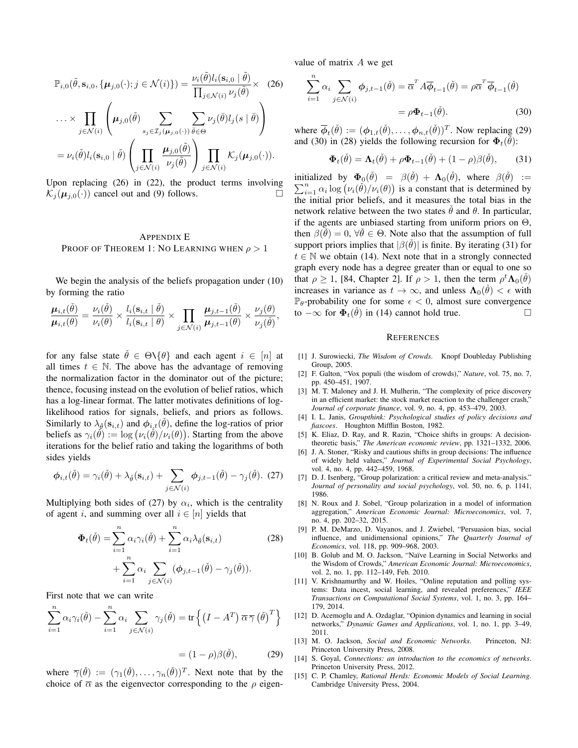$$\mathbb{P}_{i,0}(\tilde{\theta}, \mathbf{s}_{i,0}, \{\boldsymbol{\mu}_{j,0}(\cdot); j \in \mathcal{N}(i)\}) = \frac{\nu_i(\tilde{\theta}) l_i(\mathbf{s}_{i,0} \mid \tilde{\theta})}{\prod_{j \in \mathcal{N}(i)} \nu_j(\tilde{\theta})} \times \quad (26)$$

$$\ldots \times \prod_{j \in \mathcal{N}(i)} \left( \boldsymbol{\mu}_{j,0}(\tilde{\theta}) \sum_{s_j \in \mathcal{I}_j(\boldsymbol{\mu}_{j,0}(\cdot))} \sum_{\bar{\theta} \in \Theta} \nu_j(\bar{\theta}) l_j(s \mid \bar{\theta}) \right)$$

$$= \nu_i(\tilde{\theta}) l_i(\mathbf{s}_{i,0} \mid \tilde{\theta}) \left( \prod_{j \in \mathcal{N}(i)} \frac{\boldsymbol{\mu}_{j,0}(\tilde{\theta})}{\nu_j(\tilde{\theta})} \right) \prod_{j \in \mathcal{N}(i)} \mathcal{K}_j(\boldsymbol{\mu}_{j,0}(\cdot)).$$

Upon replacing (26) in (22), the product terms involving $\mathcal{K}_j(\boldsymbol{\mu}_{j,0}(\cdot))$ cancel out and (9) follows. □

## Appendix E
## Proof of Theorem 1: No Learning when $\rho > 1$

We begin the analysis of the beliefs propagation under (10) by forming the ratio

$$\frac{\boldsymbol{\mu}_{i,t}(\check{\theta})}{\boldsymbol{\mu}_{i,t}(\theta)} = \frac{\nu_i(\check{\theta})}{\nu_i(\theta)} \times \frac{l_i(\mathbf{s}_{i,t} \mid \check{\theta})}{l_i(\mathbf{s}_{i,t} \mid \theta)} \times \prod_{j \in \mathcal{N}(i)} \frac{\boldsymbol{\mu}_{j,t-1}(\check{\theta})}{\boldsymbol{\mu}_{j,t-1}(\theta)} \times \frac{\nu_j(\theta)}{\nu_j(\check{\theta})},$$

for any false state $\check{\theta} \in \Theta \backslash \{\theta\}$ and each agent $i \in [n]$ at all times $t \in \mathbb{N}$. The above has the advantage of removing the normalization factor in the dominator out of the picture; thence, focusing instead on the evolution of belief ratios, which has a log-linear format. The latter motivates definitions of log-likelihood ratios for signals, beliefs, and priors as follows. Similarly to $\lambda_{\check{\theta}}(\mathbf{s}_{i,t})$ and $\boldsymbol{\phi}_{i,t}(\check{\theta})$, define the log-ratios of prior beliefs as $\gamma_i(\check{\theta}) := \log\left(\nu_i(\check{\theta})/\nu_i(\theta)\right)$. Starting from the above iterations for the belief ratio and taking the logarithms of both sides yields

$$\boldsymbol{\phi}_{i,t}(\check{\theta}) = \gamma_i(\check{\theta}) + \lambda_{\check{\theta}}(\mathbf{s}_{i,t}) + \sum_{j \in \mathcal{N}(i)} \boldsymbol{\phi}_{j,t-1}(\check{\theta}) - \gamma_j(\check{\theta}). \quad (27)$$

Multiplying both sides of (27) by $\alpha_i$, which is the centrality of agent $i$, and summing over all $i \in [n]$ yields that

$$\begin{aligned}\boldsymbol{\Phi}_t(\check{\theta}) = &\sum_{i=1}^{n} \alpha_i \gamma_i(\check{\theta}) + \sum_{i=1}^{n} \alpha_i \lambda_{\check{\theta}}(\mathbf{s}_{i,t}) \quad (28)\\ &+ \sum_{i=1}^{n} \alpha_i \sum_{j \in \mathcal{N}(i)} (\boldsymbol{\phi}_{j,t-1}(\check{\theta}) - \gamma_j(\check{\theta})).\end{aligned}$$

First note that we can write

$$\sum_{i=1}^{n} \alpha_i \gamma_i(\check{\theta}) - \sum_{i=1}^{n} \alpha_i \sum_{j \in \mathcal{N}(i)} \gamma_j(\check{\theta}) = \operatorname{tr}\left\{ \left(I - A^T\right) \overline{\alpha}\, \overline{\gamma}\left(\check{\theta}\right)^T \right\}$$

$$= (1 - \rho)\beta(\check{\theta}), \quad (29)$$

where $\overline{\gamma}(\check{\theta}) := (\gamma_1(\check{\theta}), \ldots, \gamma_n(\check{\theta}))^T$. Next note that by the choice of $\overline{\alpha}$ as the eigenvector corresponding to the $\rho$ eigenvalue of matrix $A$ we get

$$\begin{aligned}\sum_{i=1}^{n} \alpha_i \sum_{j \in \mathcal{N}(i)} \boldsymbol{\phi}_{j,t-1}(\check{\theta}) &= \overline{\alpha}^T A \overline{\boldsymbol{\phi}}_{t-1}(\check{\theta}) = \rho \overline{\alpha}^T \overline{\boldsymbol{\phi}}_{t-1}(\check{\theta})\\ &= \rho \boldsymbol{\Phi}_{t-1}(\check{\theta}). \quad (30)\end{aligned}$$

where $\overline{\boldsymbol{\phi}}_t(\check{\theta}) := (\boldsymbol{\phi}_{1,t}(\check{\theta}), \ldots, \boldsymbol{\phi}_{n,t}(\check{\theta}))^T$. Now replacing (29) and (30) in (28) yields the following recursion for $\boldsymbol{\Phi}_t(\check{\theta})$:

$$\boldsymbol{\Phi}_t(\check{\theta}) = \boldsymbol{\Lambda}_t(\check{\theta}) + \rho \boldsymbol{\Phi}_{t-1}(\check{\theta}) + (1 - \rho)\beta(\check{\theta}), \quad (31)$$

initialized by $\boldsymbol{\Phi}_0(\check{\theta}) = \beta(\check{\theta}) + \boldsymbol{\Lambda}_0(\check{\theta})$, where $\beta(\check{\theta}) := \sum_{i=1}^{n} \alpha_i \log\left(\nu_i(\check{\theta})/\nu_i(\theta)\right)$ is a constant that is determined by the initial prior beliefs, and it measures the total bias in the network relative between the two states $\check{\theta}$ and $\theta$. In particular, if the agents are unbiased starting from uniform priors on $\Theta$, then $\beta(\check{\theta}) = 0$, $\forall \check{\theta} \in \Theta$. Note also that the assumption of full support priors implies that $|\beta(\check{\theta})|$ is finite. By iterating (31) for $t \in \mathbb{N}$ we obtain (14). Next note that in a strongly connected graph every node has a degree greater than or equal to one so that $\rho \geq 1$, [84, Chapter 2]. If $\rho > 1$, then the term $\rho^t \boldsymbol{\Lambda}_0(\check{\theta})$ increases in variance as $t \to \infty$, and unless $\boldsymbol{\Lambda}_0(\check{\theta}) < \epsilon$ with $\mathbb{P}_\theta$-probability one for some $\epsilon < 0$, almost sure convergence to $-\infty$ for $\boldsymbol{\Phi}_t(\check{\theta})$ in (14) cannot hold true. □

## References

[1] J. Surowiecki, *The Wisdom of Crowds*. Knopf Doubleday Publishing Group, 2005.

[2] F. Galton, "Vox populi (the wisdom of crowds)," *Nature*, vol. 75, no. 7, pp. 450–451, 1907.

[3] M. T. Maloney and J. H. Mulherin, "The complexity of price discovery in an efficient market: the stock market reaction to the challenger crash," *Journal of corporate finance*, vol. 9, no. 4, pp. 453–479, 2003.

[4] I. L. Janis, *Groupthink: Psychological studies of policy decisions and fiascoes*. Houghton Mifflin Boston, 1982.

[5] K. Eliaz, D. Ray, and R. Razin, "Choice shifts in groups: A decision-theoretic basis," *The American economic review*, pp. 1321–1332, 2006.

[6] J. A. Stoner, "Risky and cautious shifts in group decisions: The influence of widely held values," *Journal of Experimental Social Psychology*, vol. 4, no. 4, pp. 442–459, 1968.

[7] D. J. Isenberg, "Group polarization: a critical review and meta-analysis." *Journal of personality and social psychology*, vol. 50, no. 6, p. 1141, 1986.

[8] N. Roux and J. Sobel, "Group polarization in a model of information aggregation," *American Economic Journal: Microeconomics*, vol. 7, no. 4, pp. 202–32, 2015.

[9] P. M. DeMarzo, D. Vayanos, and J. Zwiebel, "Persuasion bias, social influence, and unidimensional opinions," *The Quarterly Journal of Economics*, vol. 118, pp. 909–968, 2003.

[10] B. Golub and M. O. Jackson, "Naïve Learning in Social Networks and the Wisdom of Crowds," *American Economic Journal: Microeconomics*, vol. 2, no. 1, pp. 112–149, Feb. 2010.

[11] V. Krishnamurthy and W. Hoiles, "Online reputation and polling systems: Data incest, social learning, and revealed preferences," *IEEE Transactions on Computational Social Systems*, vol. 1, no. 3, pp. 164–179, 2014.

[12] D. Acemoglu and A. Ozdaglar, "Opinion dynamics and learning in social networks," *Dynamic Games and Applications*, vol. 1, no. 1, pp. 3–49, 2011.

[13] M. O. Jackson, *Social and Economic Networks*. Princeton, NJ: Princeton University Press, 2008.

[14] S. Goyal, *Connections: an introduction to the economics of networks*. Princeton University Press, 2012.

[15] C. P. Chamley, *Rational Herds: Economic Models of Social Learning*. Cambridge University Press, 2004.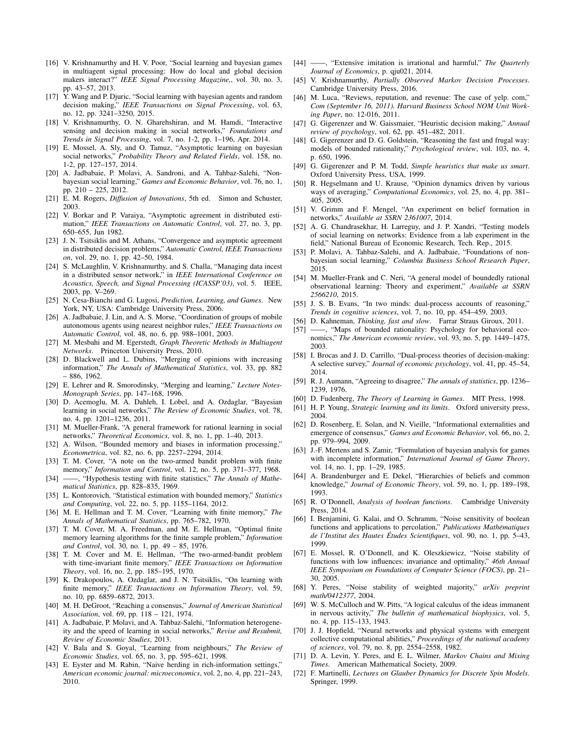[16] V. Krishnamurthy and H. V. Poor, "Social learning and bayesian games in multiagent signal processing: How do local and global decision makers interact?" *IEEE Signal Processing Magazine,*, vol. 30, no. 3, pp. 43–57, 2013.

[17] Y. Wang and P. Djuric, "Social learning with bayesian agents and random decision making," *IEEE Transactions on Signal Processing*, vol. 63, no. 12, pp. 3241–3250, 2015.

[18] V. Krishnamurthy, O. N. Gharehshiran, and M. Hamdi, "Interactive sensing and decision making in social networks," *Foundations and Trends in Signal Processing*, vol. 7, no. 1-2, pp. 1–196, Apr. 2014.

[19] E. Mossel, A. Sly, and O. Tamuz, "Asymptotic learning on bayesian social networks," *Probability Theory and Related Fields*, vol. 158, no. 1-2, pp. 127–157, 2014.

[20] A. Jadbabaie, P. Molavi, A. Sandroni, and A. Tahbaz-Salehi, "Non-bayesian social learning," *Games and Economic Behavior*, vol. 76, no. 1, pp. 210 – 225, 2012.

[21] E. M. Rogers, *Diffusion of Innovations*, 5th ed. Simon and Schuster, 2003.

[22] V. Borkar and P. Varaiya, "Asymptotic agreement in distributed estimation," *IEEE Transactions on Automatic Control*, vol. 27, no. 3, pp. 650–655, Jun 1982.

[23] J. N. Tsitsiklis and M. Athans, "Convergence and asymptotic agreement in distributed decision problems," *Automatic Control, IEEE Transactions on*, vol. 29, no. 1, pp. 42–50, 1984.

[24] S. McLaughlin, V. Krishnamurthy, and S. Challa, "Managing data incest in a distributed sensor network," in *IEEE International Conference on Acoustics, Speech, and Signal Processing (ICASSP'03)*, vol. 5. IEEE, 2003, pp. V–269.

[25] N. Cesa-Bianchi and G. Lugosi, *Prediction, Learning, and Games*. New York, NY, USA: Cambridge University Press, 2006.

[26] A. Jadbabaie, J. Lin, and A. S. Morse, "Coordination of groups of mobile autonomous agents using nearest neighbor rules," *IEEE Transactions on Automatic Control*, vol. 48, no. 6, pp. 988–1001, 2003.

[27] M. Mesbahi and M. Egerstedt, *Graph Theoretic Methods in Multiagent Networks*. Princeton University Press, 2010.

[28] D. Blackwell and L. Dubins, "Merging of opinions with increasing information," *The Annals of Mathematical Statistics*, vol. 33, pp. 882 – 886, 1962.

[29] E. Lehrer and R. Smorodinsky, "Merging and learning," *Lecture Notes-Monograph Series*, pp. 147–168, 1996.

[30] D. Acemoglu, M. A. Dahleh, I. Lobel, and A. Ozdaglar, "Bayesian learning in social networks," *The Review of Economic Studies*, vol. 78, no. 4, pp. 1201–1236, 2011.

[31] M. Mueller-Frank, "A general framework for rational learning in social networks," *Theoretical Economics*, vol. 8, no. 1, pp. 1–40, 2013.

[32] A. Wilson, "Bounded memory and biases in information processing," *Econometrica*, vol. 82, no. 6, pp. 2257–2294, 2014.

[33] T. M. Cover, "A note on the two-armed bandit problem with finite memory," *Information and Control*, vol. 12, no. 5, pp. 371–377, 1968.

[34] ——, "Hypothesis testing with finite statistics," *The Annals of Mathematical Statistics*, pp. 828–835, 1969.

[35] L. Kontorovich, "Statistical estimation with bounded memory," *Statistics and Computing*, vol. 22, no. 5, pp. 1155–1164, 2012.

[36] M. E. Hellman and T. M. Cover, "Learning with finite memory," *The Annals of Mathematical Statistics*, pp. 765–782, 1970.

[37] T. M. Cover, M. A. Freedman, and M. E. Hellman, "Optimal finite memory learning algorithms for the finite sample problem," *Information and Control*, vol. 30, no. 1, pp. 49 – 85, 1976.

[38] T. M. Cover and M. E. Hellman, "The two-armed-bandit problem with time-invariant finite memory," *IEEE Transactions on Information Theory*, vol. 16, no. 2, pp. 185–195, 1970.

[39] K. Drakopoulos, A. Ozdaglar, and J. N. Tsitsiklis, "On learning with finite memory," *IEEE Transactions on Information Theory*, vol. 59, no. 10, pp. 6859–6872, 2013.

[40] M. H. DeGroot, "Reaching a consensus," *Journal of American Statistical Association*, vol. 69, pp. 118 – 121, 1974.

[41] A. Jadbabaie, P. Molavi, and A. Tahbaz-Salehi, "Information heterogeneity and the speed of learning in social networks," *Revise and Resubmit, Review of Economic Studies*, 2013.

[42] V. Bala and S. Goyal, "Learning from neighbours," *The Review of Economic Studies*, vol. 65, no. 3, pp. 595–621, 1998.

[43] E. Eyster and M. Rabin, "Naive herding in rich-information settings," *American economic journal: microeconomics*, vol. 2, no. 4, pp. 221–243, 2010.

[44] ——, "Extensive imitation is irrational and harmful," *The Quarterly Journal of Economics*, p. qju021, 2014.

[45] V. Krishnamurthy, *Partially Observed Markov Decision Processes*. Cambridge University Press, 2016.

[46] M. Luca, "Reviews, reputation, and revenue: The case of yelp. com," *Com (September 16, 2011). Harvard Business School NOM Unit Working Paper*, no. 12-016, 2011.

[47] G. Gigerenzer and W. Gaissmaier, "Heuristic decision making," *Annual review of psychology*, vol. 62, pp. 451–482, 2011.

[48] G. Gigerenzer and D. G. Goldstein, "Reasoning the fast and frugal way: models of bounded rationality," *Psychological review*, vol. 103, no. 4, p. 650, 1996.

[49] G. Gigerenzer and P. M. Todd, *Simple heuristics that make us smart*. Oxford University Press, USA, 1999.

[50] R. Hegselmann and U. Krause, "Opinion dynamics driven by various ways of averaging," *Computational Economics*, vol. 25, no. 4, pp. 381–405, 2005.

[51] V. Grimm and F. Mengel, "An experiment on belief formation in networks," *Available at SSRN 2361007*, 2014.

[52] A. G. Chandrasekhar, H. Larreguy, and J. P. Xandri, "Testing models of social learning on networks: Evidence from a lab experiment in the field," National Bureau of Economic Research, Tech. Rep., 2015.

[53] P. Molavi, A. Tahbaz-Salehi, and A. Jadbabaie, "Foundations of non-bayesian social learning," *Columbia Business School Research Paper*, 2015.

[54] M. Mueller-Frank and C. Neri, "A general model of boundedly rational observational learning: Theory and experiment," *Available at SSRN 2566210*, 2015.

[55] J. S. B. Evans, "In two minds: dual-process accounts of reasoning," *Trends in cognitive sciences*, vol. 7, no. 10, pp. 454–459, 2003.

[56] D. Kahneman, *Thinking, fast and slow*. Farrar Straus Giroux, 2011.

[57] ——, "Maps of bounded rationality: Psychology for behavioral economics," *The American economic review*, vol. 93, no. 5, pp. 1449–1475, 2003.

[58] I. Brocas and J. D. Carrillo, "Dual-process theories of decision-making: A selective survey," *Journal of economic psychology*, vol. 41, pp. 45–54, 2014.

[59] R. J. Aumann, "Agreeing to disagree," *The annals of statistics*, pp. 1236–1239, 1976.

[60] D. Fudenberg, *The Theory of Learning in Games*. MIT Press, 1998.

[61] H. P. Young, *Strategic learning and its limits*. Oxford university press, 2004.

[62] D. Rosenberg, E. Solan, and N. Vieille, "Informational externalities and emergence of consensus," *Games and Economic Behavior*, vol. 66, no. 2, pp. 979–994, 2009.

[63] J.-F. Mertens and S. Zamir, "Formulation of bayesian analysis for games with incomplete information," *International Journal of Game Theory*, vol. 14, no. 1, pp. 1–29, 1985.

[64] A. Brandenburger and E. Dekel, "Hierarchies of beliefs and common knowledge," *Journal of Economic Theory*, vol. 59, no. 1, pp. 189–198, 1993.

[65] R. O'Donnell, *Analysis of boolean functions*. Cambridge University Press, 2014.

[66] I. Benjamini, G. Kalai, and O. Schramm, "Noise sensitivity of boolean functions and applications to percolation," *Publications Mathématiques de l'Institut des Hautes Études Scientifiques*, vol. 90, no. 1, pp. 5–43, 1999.

[67] E. Mossel, R. O'Donnell, and K. Oleszkiewicz, "Noise stability of functions with low influences: invariance and optimality," *46th Annual IEEE Symposium on Foundations of Computer Science (FOCS)*, pp. 21–30, 2005.

[68] Y. Peres, "Noise stability of weighted majority," *arXiv preprint math/0412377*, 2004.

[69] W. S. McCulloch and W. Pitts, "A logical calculus of the ideas immanent in nervous activity," *The bulletin of mathematical biophysics*, vol. 5, no. 4, pp. 115–133, 1943.

[70] J. J. Hopfield, "Neural networks and physical systems with emergent collective computational abilities," *Proceedings of the national academy of sciences*, vol. 79, no. 8, pp. 2554–2558, 1982.

[71] D. A. Levin, Y. Peres, and E. L. Wilmer, *Markov Chains and Mixing Times*. American Mathematical Society, 2009.

[72] F. Martinelli, *Lectures on Glauber Dynamics for Discrete Spin Models*. Springer, 1999.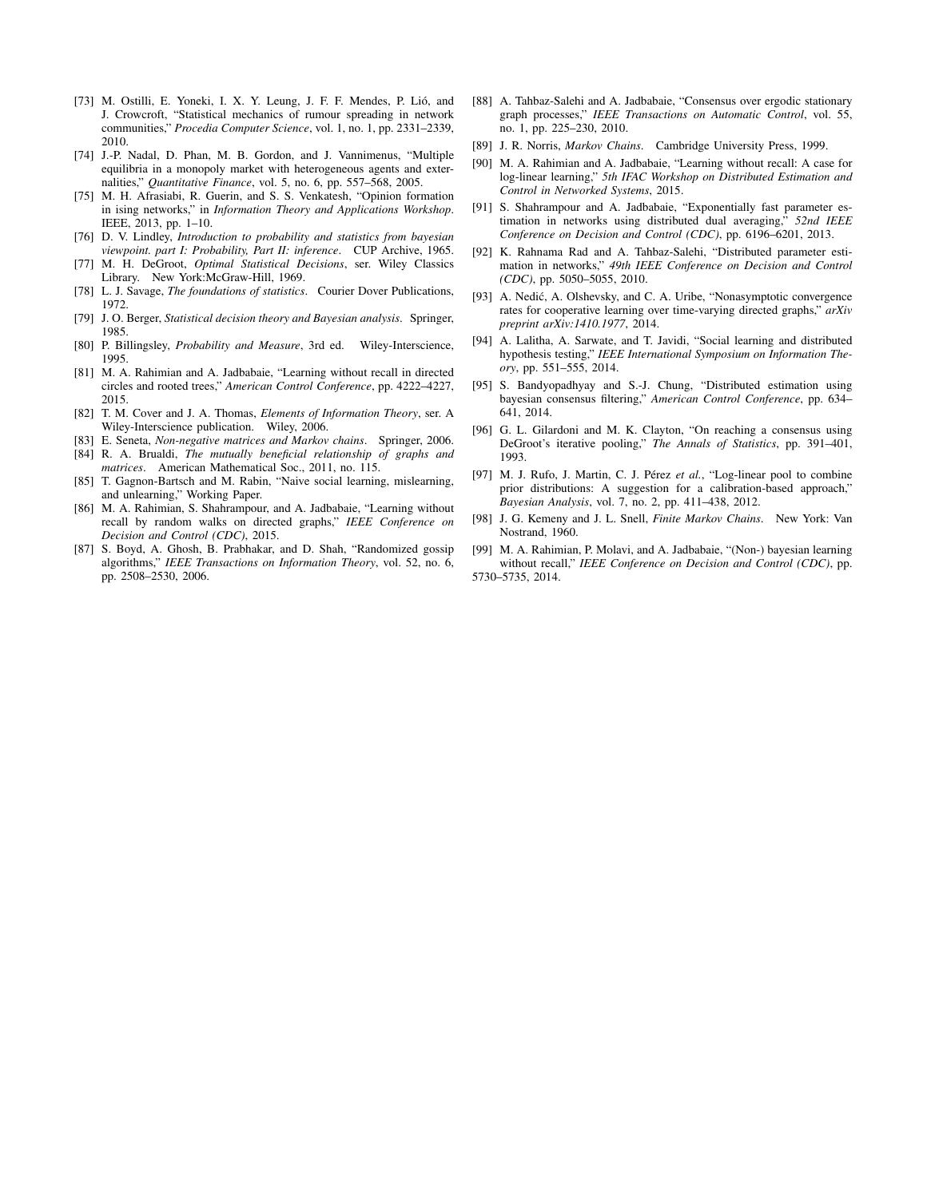- [73] M. Ostilli, E. Yoneki, I. X. Y. Leung, J. F. F. Mendes, P. Lió, and J. Crowcroft, "Statistical mechanics of rumour spreading in network communities," *Procedia Computer Science*, vol. 1, no. 1, pp. 2331–2339, 2010.
- [74] J.-P. Nadal, D. Phan, M. B. Gordon, and J. Vannimenus, "Multiple equilibria in a monopoly market with heterogeneous agents and externalities," *Quantitative Finance*, vol. 5, no. 6, pp. 557–568, 2005.
- [75] M. H. Afrasiabi, R. Guerin, and S. S. Venkatesh, "Opinion formation in ising networks," in *Information Theory and Applications Workshop*. IEEE, 2013, pp. 1–10.
- [76] D. V. Lindley, *Introduction to probability and statistics from bayesian viewpoint. part I: Probability, Part II: inference*. CUP Archive, 1965.
- [77] M. H. DeGroot, *Optimal Statistical Decisions*, ser. Wiley Classics Library. New York:McGraw-Hill, 1969.
- [78] L. J. Savage, *The foundations of statistics*. Courier Dover Publications, 1972.
- [79] J. O. Berger, *Statistical decision theory and Bayesian analysis*. Springer, 1985.
- [80] P. Billingsley, *Probability and Measure*, 3rd ed. Wiley-Interscience, 1995.
- [81] M. A. Rahimian and A. Jadbabaie, "Learning without recall in directed circles and rooted trees," *American Control Conference*, pp. 4222–4227, 2015.
- [82] T. M. Cover and J. A. Thomas, *Elements of Information Theory*, ser. A Wiley-Interscience publication. Wiley, 2006.
- [83] E. Seneta, *Non-negative matrices and Markov chains*. Springer, 2006.
- [84] R. A. Brualdi, *The mutually beneficial relationship of graphs and matrices*. American Mathematical Soc., 2011, no. 115.
- [85] T. Gagnon-Bartsch and M. Rabin, "Naive social learning, mislearning, and unlearning," Working Paper.
- [86] M. A. Rahimian, S. Shahrampour, and A. Jadbabaie, "Learning without recall by random walks on directed graphs," *IEEE Conference on Decision and Control (CDC)*, 2015.
- [87] S. Boyd, A. Ghosh, B. Prabhakar, and D. Shah, "Randomized gossip algorithms," *IEEE Transactions on Information Theory*, vol. 52, no. 6, pp. 2508–2530, 2006.
- [88] A. Tahbaz-Salehi and A. Jadbabaie, "Consensus over ergodic stationary graph processes," *IEEE Transactions on Automatic Control*, vol. 55, no. 1, pp. 225–230, 2010.
- [89] J. R. Norris, *Markov Chains*. Cambridge University Press, 1999.
- [90] M. A. Rahimian and A. Jadbabaie, "Learning without recall: A case for log-linear learning," *5th IFAC Workshop on Distributed Estimation and Control in Networked Systems*, 2015.
- [91] S. Shahrampour and A. Jadbabaie, "Exponentially fast parameter estimation in networks using distributed dual averaging," *52nd IEEE Conference on Decision and Control (CDC)*, pp. 6196–6201, 2013.
- [92] K. Rahnama Rad and A. Tahbaz-Salehi, "Distributed parameter estimation in networks," *49th IEEE Conference on Decision and Control (CDC)*, pp. 5050–5055, 2010.
- [93] A. Nedić, A. Olshevsky, and C. A. Uribe, "Nonasymptotic convergence rates for cooperative learning over time-varying directed graphs," *arXiv preprint arXiv:1410.1977*, 2014.
- [94] A. Lalitha, A. Sarwate, and T. Javidi, "Social learning and distributed hypothesis testing," *IEEE International Symposium on Information Theory*, pp. 551–555, 2014.
- [95] S. Bandyopadhyay and S.-J. Chung, "Distributed estimation using bayesian consensus filtering," *American Control Conference*, pp. 634–641, 2014.
- [96] G. L. Gilardoni and M. K. Clayton, "On reaching a consensus using DeGroot's iterative pooling," *The Annals of Statistics*, pp. 391–401, 1993.
- [97] M. J. Rufo, J. Martin, C. J. Pérez *et al.*, "Log-linear pool to combine prior distributions: A suggestion for a calibration-based approach," *Bayesian Analysis*, vol. 7, no. 2, pp. 411–438, 2012.
- [98] J. G. Kemeny and J. L. Snell, *Finite Markov Chains*. New York: Van Nostrand, 1960.
- [99] M. A. Rahimian, P. Molavi, and A. Jadbabaie, "(Non-) bayesian learning without recall," *IEEE Conference on Decision and Control (CDC)*, pp. 5730–5735, 2014.